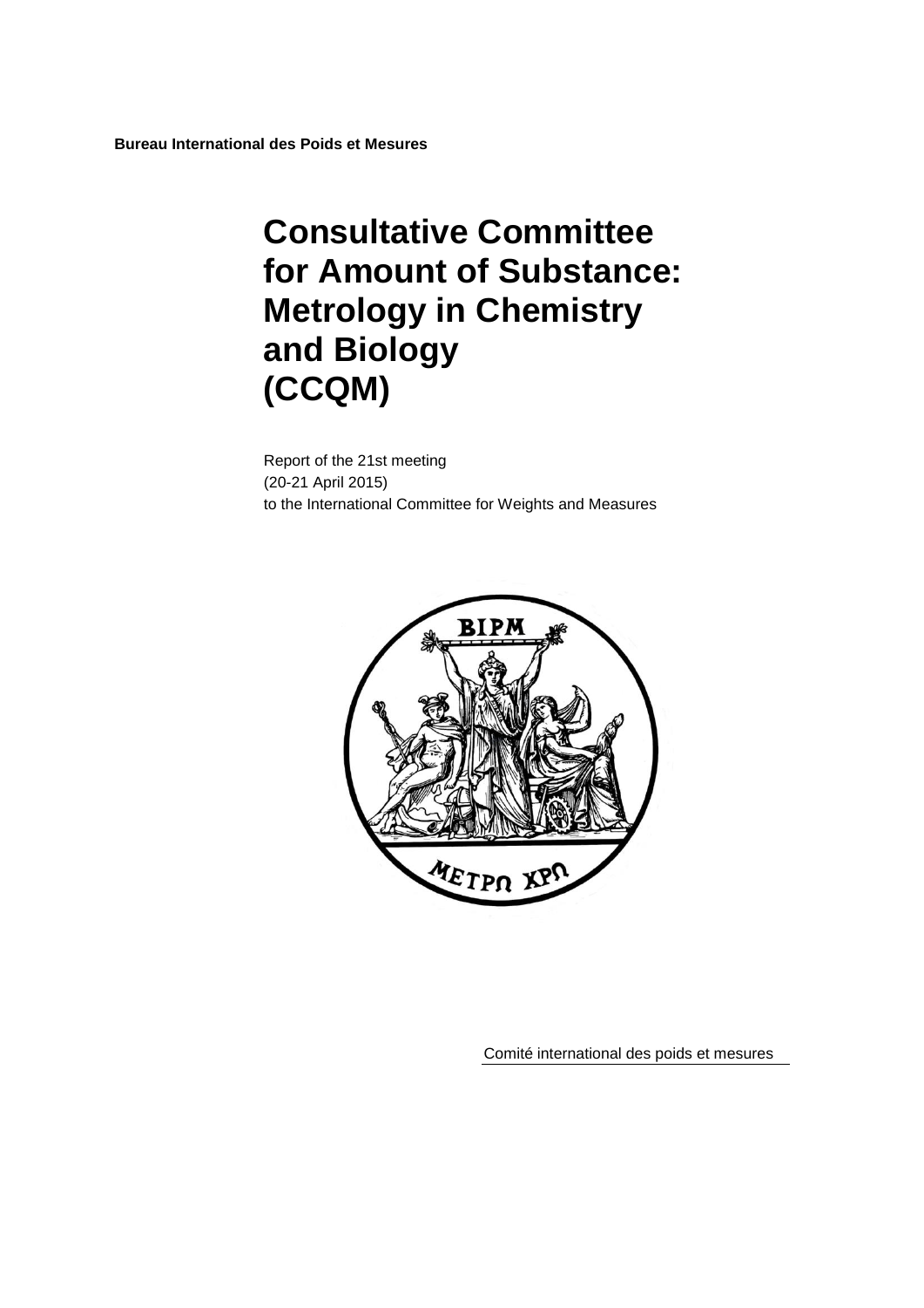**Bureau International des Poids et Mesures**

# Consultative Committee for Amount of Substance: Metrology in Chemistry and Biology (CCQM)

Report of the 21st meeting
(20-21 April 2015)
to the International Committee for Weights and Measures

Comité international des poids et mesures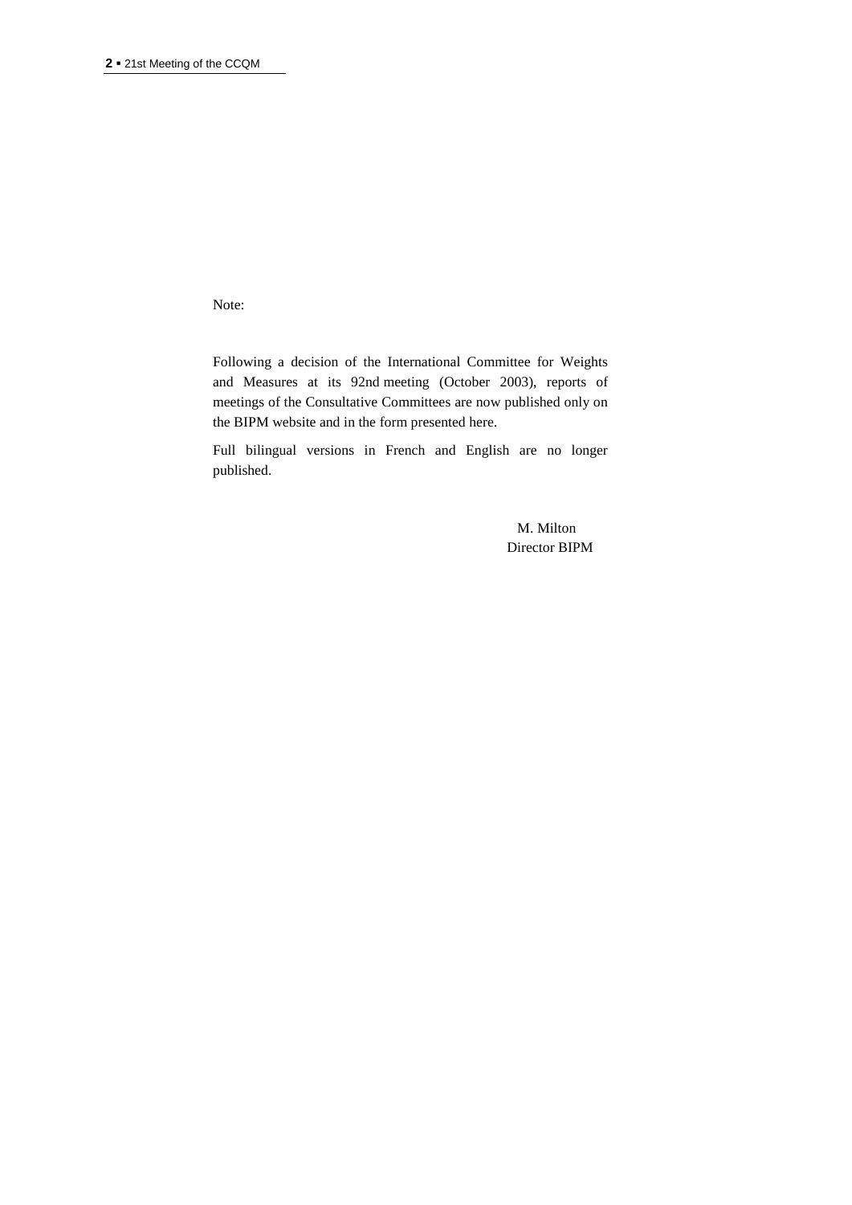Note:

Following a decision of the International Committee for Weights and Measures at its 92nd meeting (October 2003), reports of meetings of the Consultative Committees are now published only on the BIPM website and in the form presented here.

Full bilingual versions in French and English are no longer published.

M. Milton
Director BIPM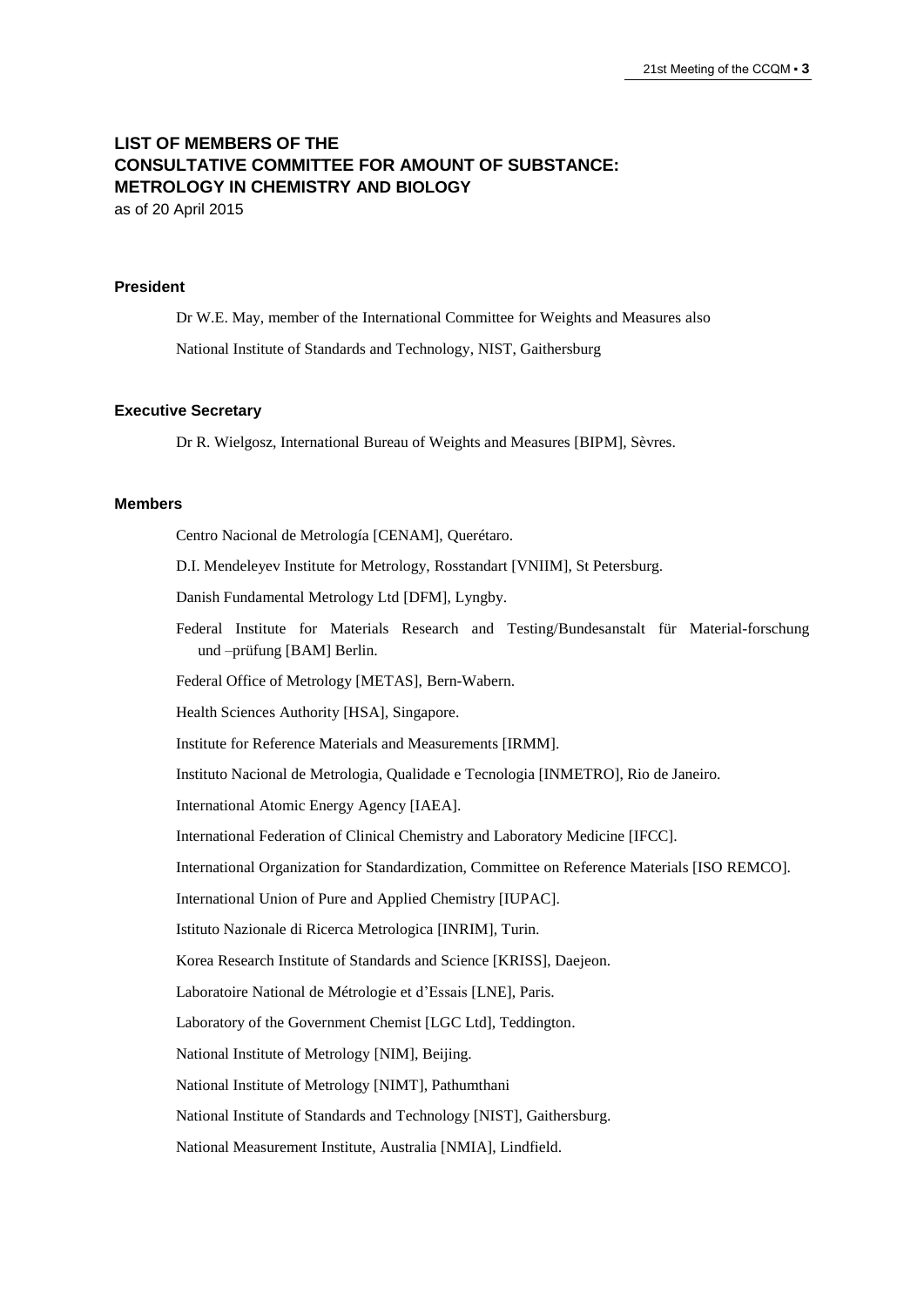# LIST OF MEMBERS OF THE CONSULTATIVE COMMITTEE FOR AMOUNT OF SUBSTANCE: METROLOGY IN CHEMISTRY AND BIOLOGY

as of 20 April 2015

### President

Dr W.E. May, member of the International Committee for Weights and Measures also

National Institute of Standards and Technology, NIST, Gaithersburg

### Executive Secretary

Dr R. Wielgosz, International Bureau of Weights and Measures [BIPM], Sèvres.

### Members

Centro Nacional de Metrología [CENAM], Querétaro.

D.I. Mendeleyev Institute for Metrology, Rosstandart [VNIIM], St Petersburg.

Danish Fundamental Metrology Ltd [DFM], Lyngby.

Federal Institute for Materials Research and Testing/Bundesanstalt für Material-forschung und –prüfung [BAM] Berlin.

Federal Office of Metrology [METAS], Bern-Wabern.

Health Sciences Authority [HSA], Singapore.

Institute for Reference Materials and Measurements [IRMM].

Instituto Nacional de Metrologia, Qualidade e Tecnologia [INMETRO], Rio de Janeiro.

International Atomic Energy Agency [IAEA].

International Federation of Clinical Chemistry and Laboratory Medicine [IFCC].

International Organization for Standardization, Committee on Reference Materials [ISO REMCO].

International Union of Pure and Applied Chemistry [IUPAC].

Istituto Nazionale di Ricerca Metrologica [INRIM], Turin.

Korea Research Institute of Standards and Science [KRISS], Daejeon.

Laboratoire National de Métrologie et d'Essais [LNE], Paris.

Laboratory of the Government Chemist [LGC Ltd], Teddington.

National Institute of Metrology [NIM], Beijing.

National Institute of Metrology [NIMT], Pathumthani

National Institute of Standards and Technology [NIST], Gaithersburg.

National Measurement Institute, Australia [NMIA], Lindfield.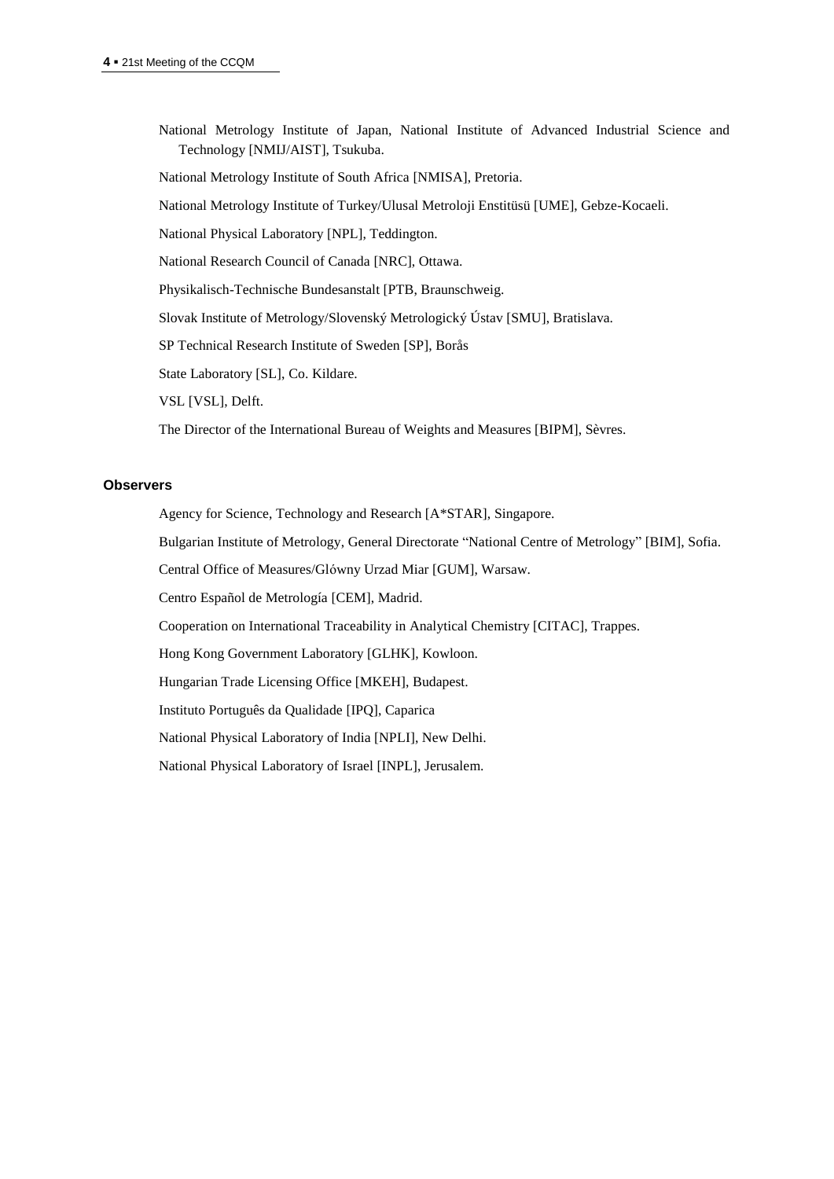National Metrology Institute of Japan, National Institute of Advanced Industrial Science and Technology [NMIJ/AIST], Tsukuba.

National Metrology Institute of South Africa [NMISA], Pretoria.

National Metrology Institute of Turkey/Ulusal Metroloji Enstitüsü [UME], Gebze-Kocaeli.

National Physical Laboratory [NPL], Teddington.

National Research Council of Canada [NRC], Ottawa.

Physikalisch-Technische Bundesanstalt [PTB, Braunschweig.

Slovak Institute of Metrology/Slovenský Metrologický Ústav [SMU], Bratislava.

SP Technical Research Institute of Sweden [SP], Borås

State Laboratory [SL], Co. Kildare.

VSL [VSL], Delft.

The Director of the International Bureau of Weights and Measures [BIPM], Sèvres.

### Observers

Agency for Science, Technology and Research [A*STAR], Singapore.

Bulgarian Institute of Metrology, General Directorate "National Centre of Metrology" [BIM], Sofia.

Central Office of Measures/Glówny Urzad Miar [GUM], Warsaw.

Centro Español de Metrología [CEM], Madrid.

Cooperation on International Traceability in Analytical Chemistry [CITAC], Trappes.

Hong Kong Government Laboratory [GLHK], Kowloon.

Hungarian Trade Licensing Office [MKEH], Budapest.

Instituto Português da Qualidade [IPQ], Caparica

National Physical Laboratory of India [NPLI], New Delhi.

National Physical Laboratory of Israel [INPL], Jerusalem.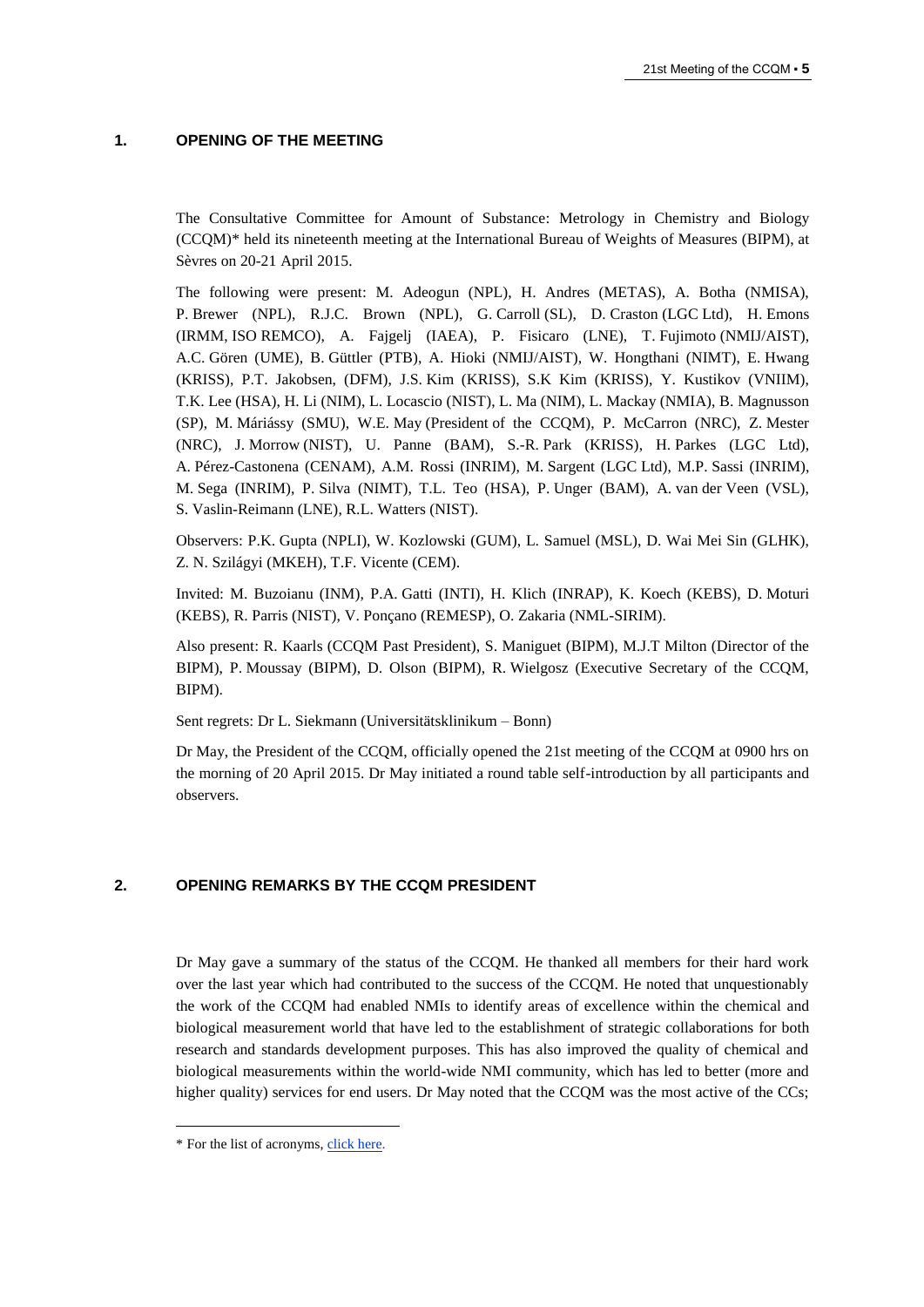## 1. OPENING OF THE MEETING

The Consultative Committee for Amount of Substance: Metrology in Chemistry and Biology (CCQM)* held its nineteenth meeting at the International Bureau of Weights of Measures (BIPM), at Sèvres on 20-21 April 2015.

The following were present: M. Adeogun (NPL), H. Andres (METAS), A. Botha (NMISA), P. Brewer (NPL), R.J.C. Brown (NPL), G. Carroll (SL), D. Craston (LGC Ltd), H. Emons (IRMM, ISO REMCO), A. Fajgelj (IAEA), P. Fisicaro (LNE), T. Fujimoto (NMIJ/AIST), A.C. Gören (UME), B. Güttler (PTB), A. Hioki (NMIJ/AIST), W. Hongthani (NIMT), E. Hwang (KRISS), P.T. Jakobsen, (DFM), J.S. Kim (KRISS), S.K Kim (KRISS), Y. Kustikov (VNIIM), T.K. Lee (HSA), H. Li (NIM), L. Locascio (NIST), L. Ma (NIM), L. Mackay (NMIA), B. Magnusson (SP), M. Máriássy (SMU), W.E. May (President of the CCQM), P. McCarron (NRC), Z. Mester (NRC), J. Morrow (NIST), U. Panne (BAM), S.-R. Park (KRISS), H. Parkes (LGC Ltd), A. Pérez-Castonena (CENAM), A.M. Rossi (INRIM), M. Sargent (LGC Ltd), M.P. Sassi (INRIM), M. Sega (INRIM), P. Silva (NIMT), T.L. Teo (HSA), P. Unger (BAM), A. van der Veen (VSL), S. Vaslin-Reimann (LNE), R.L. Watters (NIST).

Observers: P.K. Gupta (NPLI), W. Kozlowski (GUM), L. Samuel (MSL), D. Wai Mei Sin (GLHK), Z. N. Szilágyi (MKEH), T.F. Vicente (CEM).

Invited: M. Buzoianu (INM), P.A. Gatti (INTI), H. Klich (INRAP), K. Koech (KEBS), D. Moturi (KEBS), R. Parris (NIST), V. Ponçano (REMESP), O. Zakaria (NML-SIRIM).

Also present: R. Kaarls (CCQM Past President), S. Maniguet (BIPM), M.J.T Milton (Director of the BIPM), P. Moussay (BIPM), D. Olson (BIPM), R. Wielgosz (Executive Secretary of the CCQM, BIPM).

Sent regrets: Dr L. Siekmann (Universitätsklinikum – Bonn)

Dr May, the President of the CCQM, officially opened the 21st meeting of the CCQM at 0900 hrs on the morning of 20 April 2015. Dr May initiated a round table self-introduction by all participants and observers.

## 2. OPENING REMARKS BY THE CCQM PRESIDENT

Dr May gave a summary of the status of the CCQM. He thanked all members for their hard work over the last year which had contributed to the success of the CCQM. He noted that unquestionably the work of the CCQM had enabled NMIs to identify areas of excellence within the chemical and biological measurement world that have led to the establishment of strategic collaborations for both research and standards development purposes. This has also improved the quality of chemical and biological measurements within the world-wide NMI community, which has led to better (more and higher quality) services for end users. Dr May noted that the CCQM was the most active of the CCs;

* For the list of acronyms, click here.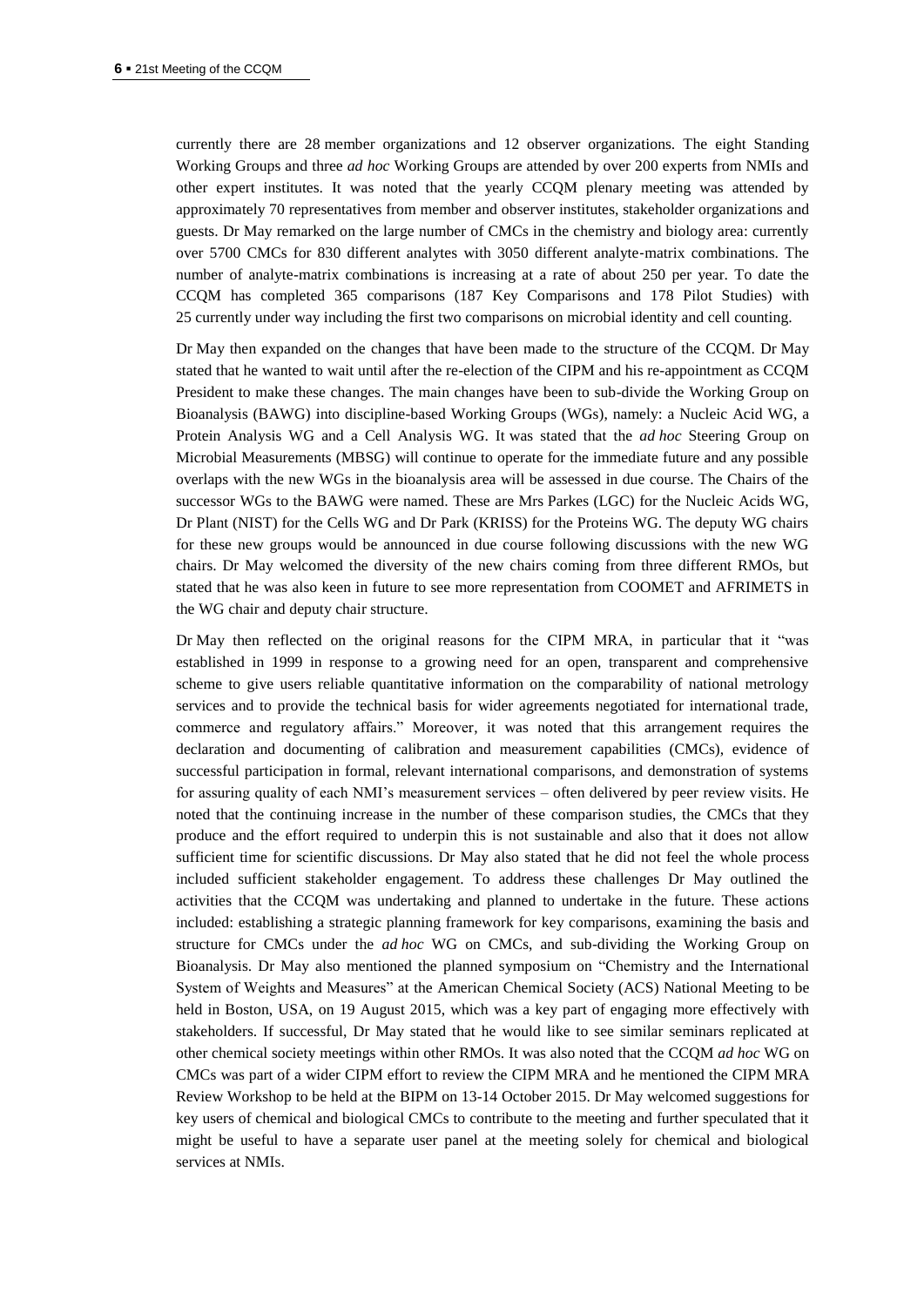currently there are 28 member organizations and 12 observer organizations. The eight Standing Working Groups and three *ad hoc* Working Groups are attended by over 200 experts from NMIs and other expert institutes. It was noted that the yearly CCQM plenary meeting was attended by approximately 70 representatives from member and observer institutes, stakeholder organizations and guests. Dr May remarked on the large number of CMCs in the chemistry and biology area: currently over 5700 CMCs for 830 different analytes with 3050 different analyte-matrix combinations. The number of analyte-matrix combinations is increasing at a rate of about 250 per year. To date the CCQM has completed 365 comparisons (187 Key Comparisons and 178 Pilot Studies) with 25 currently under way including the first two comparisons on microbial identity and cell counting.

Dr May then expanded on the changes that have been made to the structure of the CCQM. Dr May stated that he wanted to wait until after the re-election of the CIPM and his re-appointment as CCQM President to make these changes. The main changes have been to sub-divide the Working Group on Bioanalysis (BAWG) into discipline-based Working Groups (WGs), namely: a Nucleic Acid WG, a Protein Analysis WG and a Cell Analysis WG. It was stated that the *ad hoc* Steering Group on Microbial Measurements (MBSG) will continue to operate for the immediate future and any possible overlaps with the new WGs in the bioanalysis area will be assessed in due course. The Chairs of the successor WGs to the BAWG were named. These are Mrs Parkes (LGC) for the Nucleic Acids WG, Dr Plant (NIST) for the Cells WG and Dr Park (KRISS) for the Proteins WG. The deputy WG chairs for these new groups would be announced in due course following discussions with the new WG chairs. Dr May welcomed the diversity of the new chairs coming from three different RMOs, but stated that he was also keen in future to see more representation from COOMET and AFRIMETS in the WG chair and deputy chair structure.

Dr May then reflected on the original reasons for the CIPM MRA, in particular that it "was established in 1999 in response to a growing need for an open, transparent and comprehensive scheme to give users reliable quantitative information on the comparability of national metrology services and to provide the technical basis for wider agreements negotiated for international trade, commerce and regulatory affairs." Moreover, it was noted that this arrangement requires the declaration and documenting of calibration and measurement capabilities (CMCs), evidence of successful participation in formal, relevant international comparisons, and demonstration of systems for assuring quality of each NMI's measurement services – often delivered by peer review visits. He noted that the continuing increase in the number of these comparison studies, the CMCs that they produce and the effort required to underpin this is not sustainable and also that it does not allow sufficient time for scientific discussions. Dr May also stated that he did not feel the whole process included sufficient stakeholder engagement. To address these challenges Dr May outlined the activities that the CCQM was undertaking and planned to undertake in the future. These actions included: establishing a strategic planning framework for key comparisons, examining the basis and structure for CMCs under the *ad hoc* WG on CMCs, and sub-dividing the Working Group on Bioanalysis. Dr May also mentioned the planned symposium on "Chemistry and the International System of Weights and Measures" at the American Chemical Society (ACS) National Meeting to be held in Boston, USA, on 19 August 2015, which was a key part of engaging more effectively with stakeholders. If successful, Dr May stated that he would like to see similar seminars replicated at other chemical society meetings within other RMOs. It was also noted that the CCQM *ad hoc* WG on CMCs was part of a wider CIPM effort to review the CIPM MRA and he mentioned the CIPM MRA Review Workshop to be held at the BIPM on 13-14 October 2015. Dr May welcomed suggestions for key users of chemical and biological CMCs to contribute to the meeting and further speculated that it might be useful to have a separate user panel at the meeting solely for chemical and biological services at NMIs.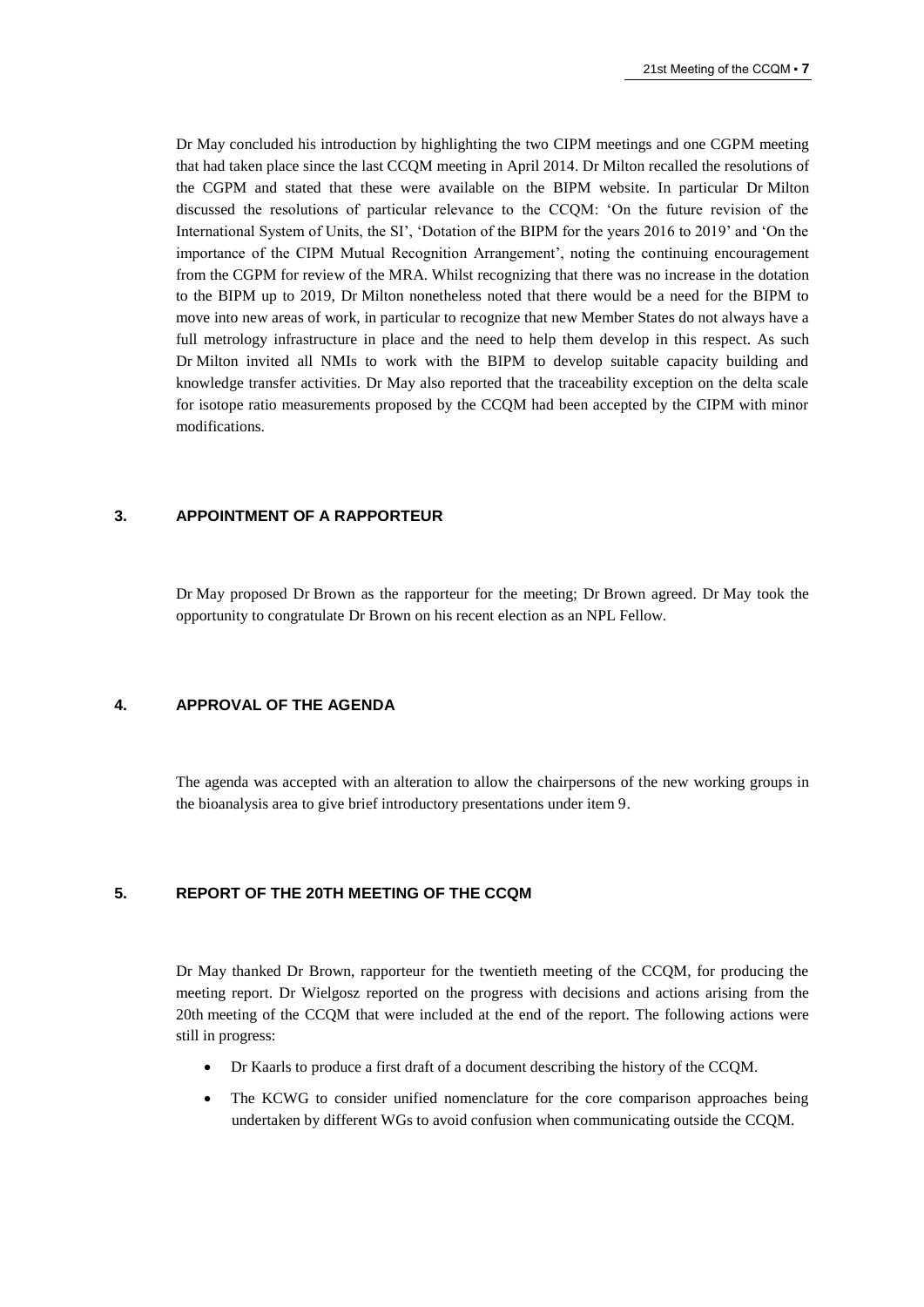Dr May concluded his introduction by highlighting the two CIPM meetings and one CGPM meeting that had taken place since the last CCQM meeting in April 2014. Dr Milton recalled the resolutions of the CGPM and stated that these were available on the BIPM website. In particular Dr Milton discussed the resolutions of particular relevance to the CCQM: 'On the future revision of the International System of Units, the SI', 'Dotation of the BIPM for the years 2016 to 2019' and 'On the importance of the CIPM Mutual Recognition Arrangement', noting the continuing encouragement from the CGPM for review of the MRA. Whilst recognizing that there was no increase in the dotation to the BIPM up to 2019, Dr Milton nonetheless noted that there would be a need for the BIPM to move into new areas of work, in particular to recognize that new Member States do not always have a full metrology infrastructure in place and the need to help them develop in this respect. As such Dr Milton invited all NMIs to work with the BIPM to develop suitable capacity building and knowledge transfer activities. Dr May also reported that the traceability exception on the delta scale for isotope ratio measurements proposed by the CCQM had been accepted by the CIPM with minor modifications.

## 3. APPOINTMENT OF A RAPPORTEUR

Dr May proposed Dr Brown as the rapporteur for the meeting; Dr Brown agreed. Dr May took the opportunity to congratulate Dr Brown on his recent election as an NPL Fellow.

## 4. APPROVAL OF THE AGENDA

The agenda was accepted with an alteration to allow the chairpersons of the new working groups in the bioanalysis area to give brief introductory presentations under item 9.

## 5. REPORT OF THE 20TH MEETING OF THE CCQM

Dr May thanked Dr Brown, rapporteur for the twentieth meeting of the CCQM, for producing the meeting report. Dr Wielgosz reported on the progress with decisions and actions arising from the 20th meeting of the CCQM that were included at the end of the report. The following actions were still in progress:

- Dr Kaarls to produce a first draft of a document describing the history of the CCQM.
- The KCWG to consider unified nomenclature for the core comparison approaches being undertaken by different WGs to avoid confusion when communicating outside the CCQM.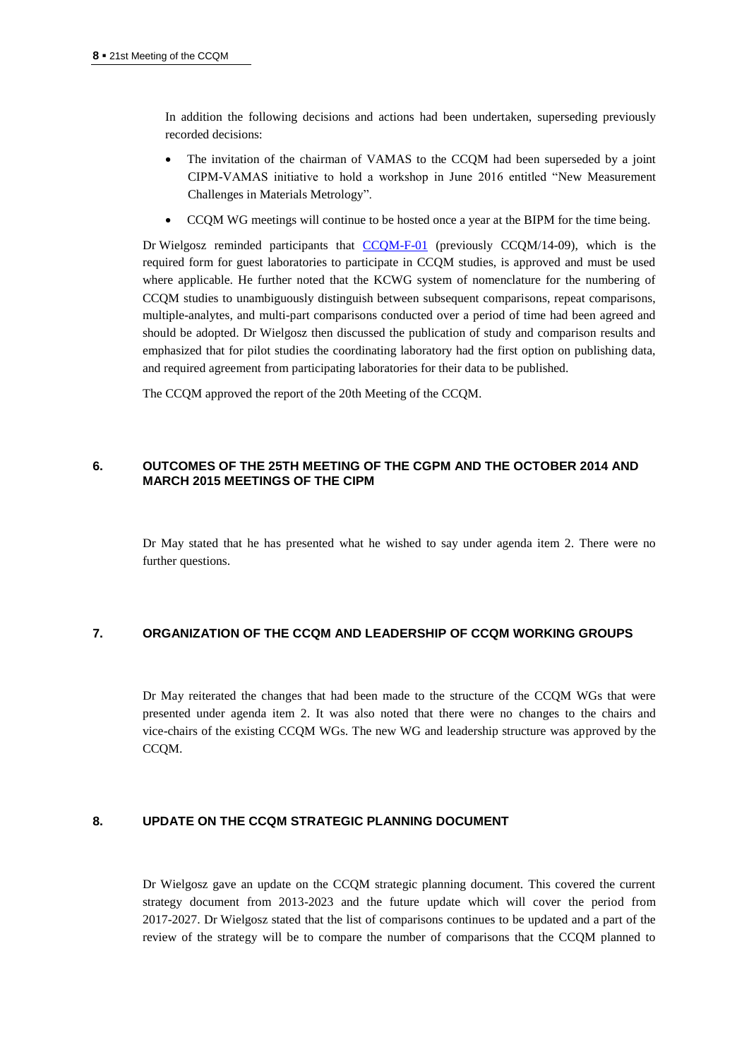In addition the following decisions and actions had been undertaken, superseding previously recorded decisions:

- The invitation of the chairman of VAMAS to the CCQM had been superseded by a joint CIPM-VAMAS initiative to hold a workshop in June 2016 entitled "New Measurement Challenges in Materials Metrology".
- CCQM WG meetings will continue to be hosted once a year at the BIPM for the time being.

Dr Wielgosz reminded participants that CCQM-F-01 (previously CCQM/14-09), which is the required form for guest laboratories to participate in CCQM studies, is approved and must be used where applicable. He further noted that the KCWG system of nomenclature for the numbering of CCQM studies to unambiguously distinguish between subsequent comparisons, repeat comparisons, multiple-analytes, and multi-part comparisons conducted over a period of time had been agreed and should be adopted. Dr Wielgosz then discussed the publication of study and comparison results and emphasized that for pilot studies the coordinating laboratory had the first option on publishing data, and required agreement from participating laboratories for their data to be published.

The CCQM approved the report of the 20th Meeting of the CCQM.

## 6. OUTCOMES OF THE 25TH MEETING OF THE CGPM AND THE OCTOBER 2014 AND MARCH 2015 MEETINGS OF THE CIPM

Dr May stated that he has presented what he wished to say under agenda item 2. There were no further questions.

## 7. ORGANIZATION OF THE CCQM AND LEADERSHIP OF CCQM WORKING GROUPS

Dr May reiterated the changes that had been made to the structure of the CCQM WGs that were presented under agenda item 2. It was also noted that there were no changes to the chairs and vice-chairs of the existing CCQM WGs. The new WG and leadership structure was approved by the CCQM.

## 8. UPDATE ON THE CCQM STRATEGIC PLANNING DOCUMENT

Dr Wielgosz gave an update on the CCQM strategic planning document. This covered the current strategy document from 2013-2023 and the future update which will cover the period from 2017-2027. Dr Wielgosz stated that the list of comparisons continues to be updated and a part of the review of the strategy will be to compare the number of comparisons that the CCQM planned to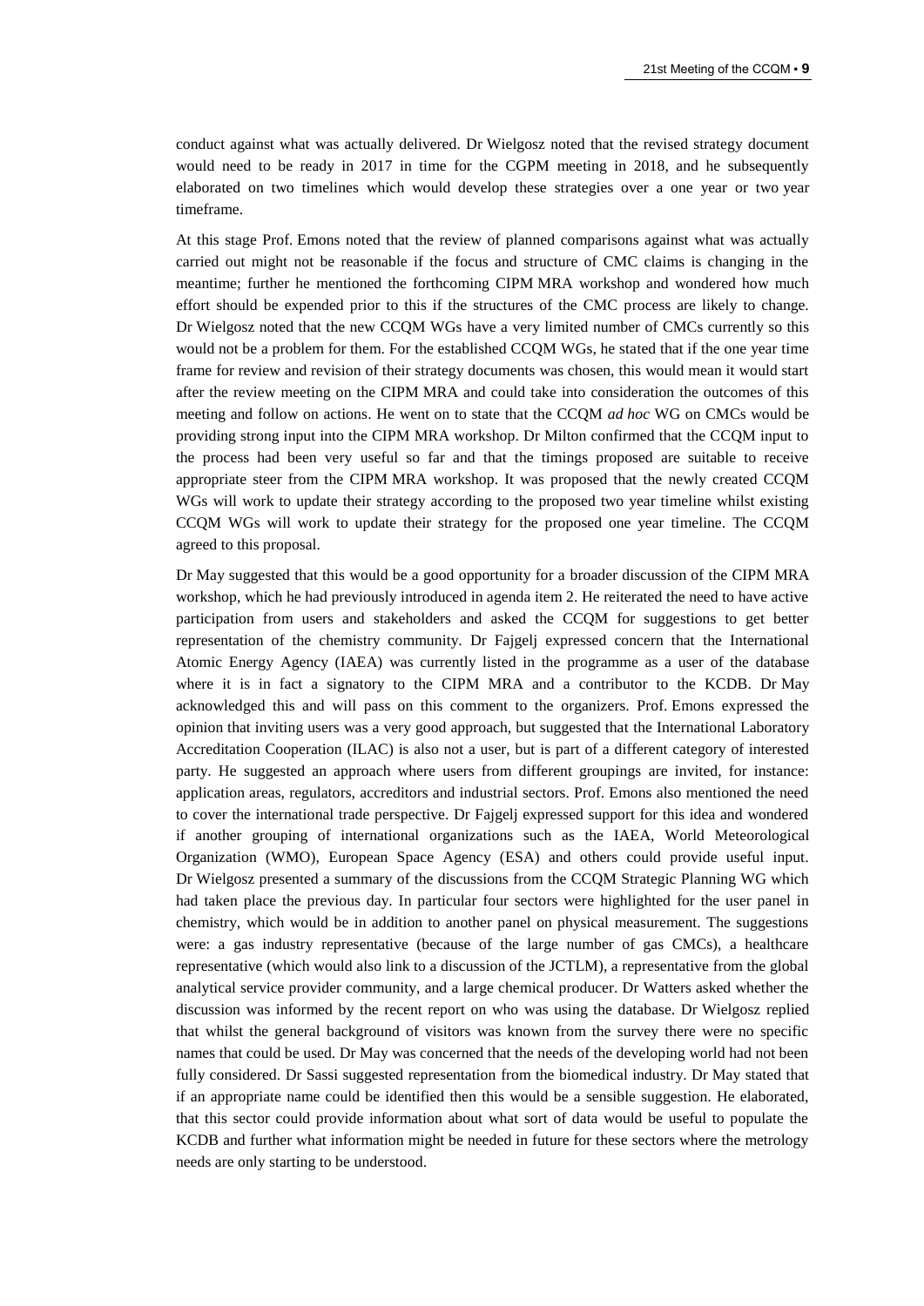conduct against what was actually delivered. Dr Wielgosz noted that the revised strategy document would need to be ready in 2017 in time for the CGPM meeting in 2018, and he subsequently elaborated on two timelines which would develop these strategies over a one year or two year timeframe.

At this stage Prof. Emons noted that the review of planned comparisons against what was actually carried out might not be reasonable if the focus and structure of CMC claims is changing in the meantime; further he mentioned the forthcoming CIPM MRA workshop and wondered how much effort should be expended prior to this if the structures of the CMC process are likely to change. Dr Wielgosz noted that the new CCQM WGs have a very limited number of CMCs currently so this would not be a problem for them. For the established CCQM WGs, he stated that if the one year time frame for review and revision of their strategy documents was chosen, this would mean it would start after the review meeting on the CIPM MRA and could take into consideration the outcomes of this meeting and follow on actions. He went on to state that the CCQM *ad hoc* WG on CMCs would be providing strong input into the CIPM MRA workshop. Dr Milton confirmed that the CCQM input to the process had been very useful so far and that the timings proposed are suitable to receive appropriate steer from the CIPM MRA workshop. It was proposed that the newly created CCQM WGs will work to update their strategy according to the proposed two year timeline whilst existing CCQM WGs will work to update their strategy for the proposed one year timeline. The CCQM agreed to this proposal.

Dr May suggested that this would be a good opportunity for a broader discussion of the CIPM MRA workshop, which he had previously introduced in agenda item 2. He reiterated the need to have active participation from users and stakeholders and asked the CCQM for suggestions to get better representation of the chemistry community. Dr Fajgelj expressed concern that the International Atomic Energy Agency (IAEA) was currently listed in the programme as a user of the database where it is in fact a signatory to the CIPM MRA and a contributor to the KCDB. Dr May acknowledged this and will pass on this comment to the organizers. Prof. Emons expressed the opinion that inviting users was a very good approach, but suggested that the International Laboratory Accreditation Cooperation (ILAC) is also not a user, but is part of a different category of interested party. He suggested an approach where users from different groupings are invited, for instance: application areas, regulators, accreditors and industrial sectors. Prof. Emons also mentioned the need to cover the international trade perspective. Dr Fajgelj expressed support for this idea and wondered if another grouping of international organizations such as the IAEA, World Meteorological Organization (WMO), European Space Agency (ESA) and others could provide useful input. Dr Wielgosz presented a summary of the discussions from the CCQM Strategic Planning WG which had taken place the previous day. In particular four sectors were highlighted for the user panel in chemistry, which would be in addition to another panel on physical measurement. The suggestions were: a gas industry representative (because of the large number of gas CMCs), a healthcare representative (which would also link to a discussion of the JCTLM), a representative from the global analytical service provider community, and a large chemical producer. Dr Watters asked whether the discussion was informed by the recent report on who was using the database. Dr Wielgosz replied that whilst the general background of visitors was known from the survey there were no specific names that could be used. Dr May was concerned that the needs of the developing world had not been fully considered. Dr Sassi suggested representation from the biomedical industry. Dr May stated that if an appropriate name could be identified then this would be a sensible suggestion. He elaborated, that this sector could provide information about what sort of data would be useful to populate the KCDB and further what information might be needed in future for these sectors where the metrology needs are only starting to be understood.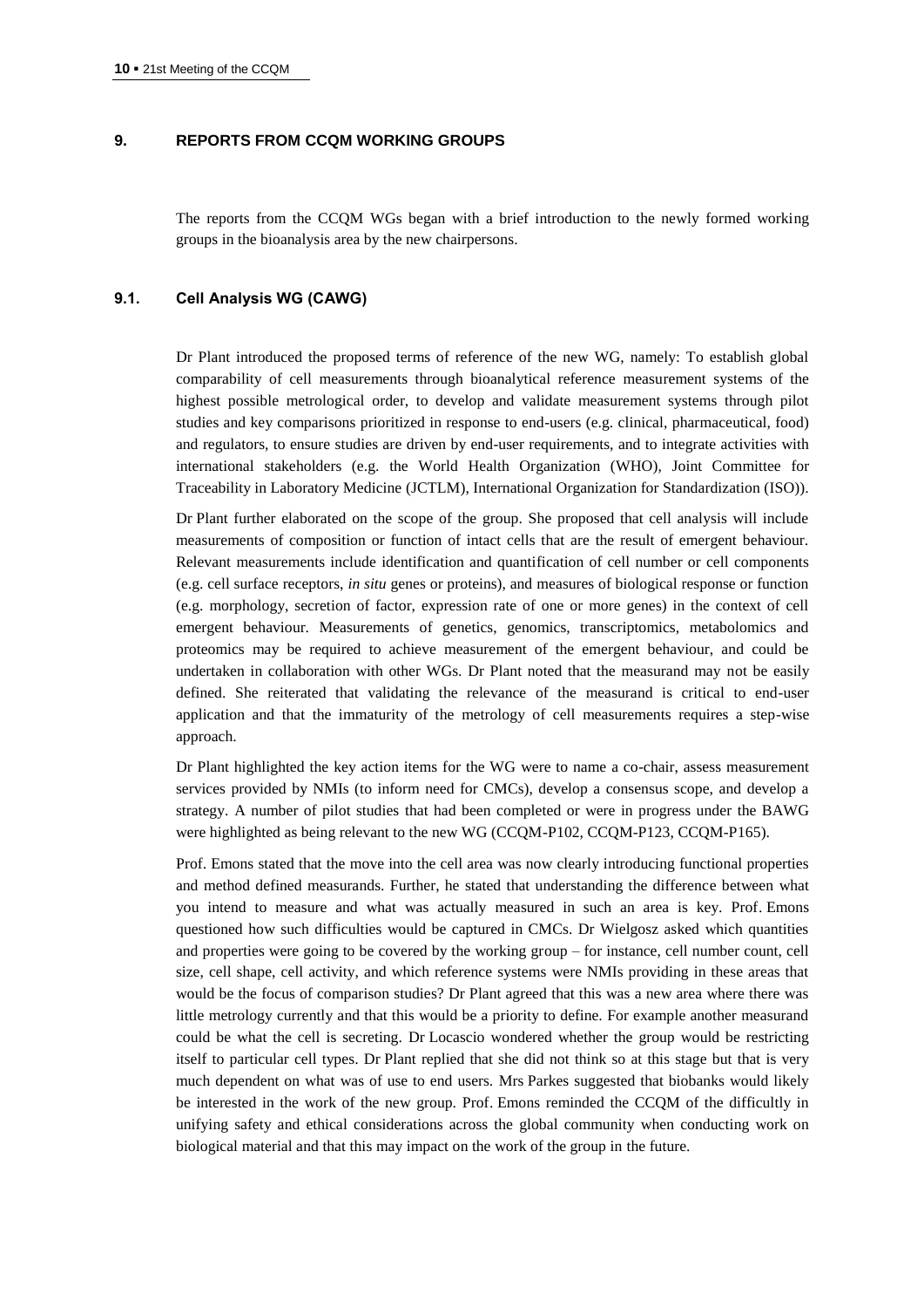## 9. REPORTS FROM CCQM WORKING GROUPS

The reports from the CCQM WGs began with a brief introduction to the newly formed working groups in the bioanalysis area by the new chairpersons.

### 9.1. Cell Analysis WG (CAWG)

Dr Plant introduced the proposed terms of reference of the new WG, namely: To establish global comparability of cell measurements through bioanalytical reference measurement systems of the highest possible metrological order, to develop and validate measurement systems through pilot studies and key comparisons prioritized in response to end-users (e.g. clinical, pharmaceutical, food) and regulators, to ensure studies are driven by end-user requirements, and to integrate activities with international stakeholders (e.g. the World Health Organization (WHO), Joint Committee for Traceability in Laboratory Medicine (JCTLM), International Organization for Standardization (ISO)).

Dr Plant further elaborated on the scope of the group. She proposed that cell analysis will include measurements of composition or function of intact cells that are the result of emergent behaviour. Relevant measurements include identification and quantification of cell number or cell components (e.g. cell surface receptors, *in situ* genes or proteins), and measures of biological response or function (e.g. morphology, secretion of factor, expression rate of one or more genes) in the context of cell emergent behaviour. Measurements of genetics, genomics, transcriptomics, metabolomics and proteomics may be required to achieve measurement of the emergent behaviour, and could be undertaken in collaboration with other WGs. Dr Plant noted that the measurand may not be easily defined. She reiterated that validating the relevance of the measurand is critical to end-user application and that the immaturity of the metrology of cell measurements requires a step-wise approach.

Dr Plant highlighted the key action items for the WG were to name a co-chair, assess measurement services provided by NMIs (to inform need for CMCs), develop a consensus scope, and develop a strategy. A number of pilot studies that had been completed or were in progress under the BAWG were highlighted as being relevant to the new WG (CCQM-P102, CCQM-P123, CCQM-P165).

Prof. Emons stated that the move into the cell area was now clearly introducing functional properties and method defined measurands. Further, he stated that understanding the difference between what you intend to measure and what was actually measured in such an area is key. Prof. Emons questioned how such difficulties would be captured in CMCs. Dr Wielgosz asked which quantities and properties were going to be covered by the working group – for instance, cell number count, cell size, cell shape, cell activity, and which reference systems were NMIs providing in these areas that would be the focus of comparison studies? Dr Plant agreed that this was a new area where there was little metrology currently and that this would be a priority to define. For example another measurand could be what the cell is secreting. Dr Locascio wondered whether the group would be restricting itself to particular cell types. Dr Plant replied that she did not think so at this stage but that is very much dependent on what was of use to end users. Mrs Parkes suggested that biobanks would likely be interested in the work of the new group. Prof. Emons reminded the CCQM of the difficultly in unifying safety and ethical considerations across the global community when conducting work on biological material and that this may impact on the work of the group in the future.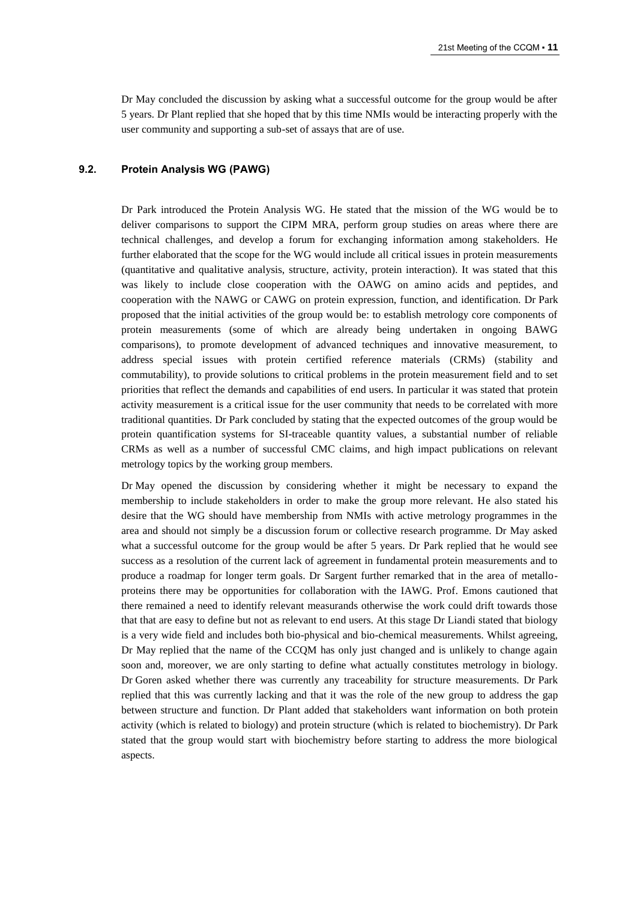Dr May concluded the discussion by asking what a successful outcome for the group would be after 5 years. Dr Plant replied that she hoped that by this time NMIs would be interacting properly with the user community and supporting a sub-set of assays that are of use.

### 9.2. Protein Analysis WG (PAWG)

Dr Park introduced the Protein Analysis WG. He stated that the mission of the WG would be to deliver comparisons to support the CIPM MRA, perform group studies on areas where there are technical challenges, and develop a forum for exchanging information among stakeholders. He further elaborated that the scope for the WG would include all critical issues in protein measurements (quantitative and qualitative analysis, structure, activity, protein interaction). It was stated that this was likely to include close cooperation with the OAWG on amino acids and peptides, and cooperation with the NAWG or CAWG on protein expression, function, and identification. Dr Park proposed that the initial activities of the group would be: to establish metrology core components of protein measurements (some of which are already being undertaken in ongoing BAWG comparisons), to promote development of advanced techniques and innovative measurement, to address special issues with protein certified reference materials (CRMs) (stability and commutability), to provide solutions to critical problems in the protein measurement field and to set priorities that reflect the demands and capabilities of end users. In particular it was stated that protein activity measurement is a critical issue for the user community that needs to be correlated with more traditional quantities. Dr Park concluded by stating that the expected outcomes of the group would be protein quantification systems for SI-traceable quantity values, a substantial number of reliable CRMs as well as a number of successful CMC claims, and high impact publications on relevant metrology topics by the working group members.

Dr May opened the discussion by considering whether it might be necessary to expand the membership to include stakeholders in order to make the group more relevant. He also stated his desire that the WG should have membership from NMIs with active metrology programmes in the area and should not simply be a discussion forum or collective research programme. Dr May asked what a successful outcome for the group would be after 5 years. Dr Park replied that he would see success as a resolution of the current lack of agreement in fundamental protein measurements and to produce a roadmap for longer term goals. Dr Sargent further remarked that in the area of metallo-proteins there may be opportunities for collaboration with the IAWG. Prof. Emons cautioned that there remained a need to identify relevant measurands otherwise the work could drift towards those that that are easy to define but not as relevant to end users. At this stage Dr Liandi stated that biology is a very wide field and includes both bio-physical and bio-chemical measurements. Whilst agreeing, Dr May replied that the name of the CCQM has only just changed and is unlikely to change again soon and, moreover, we are only starting to define what actually constitutes metrology in biology. Dr Goren asked whether there was currently any traceability for structure measurements. Dr Park replied that this was currently lacking and that it was the role of the new group to address the gap between structure and function. Dr Plant added that stakeholders want information on both protein activity (which is related to biology) and protein structure (which is related to biochemistry). Dr Park stated that the group would start with biochemistry before starting to address the more biological aspects.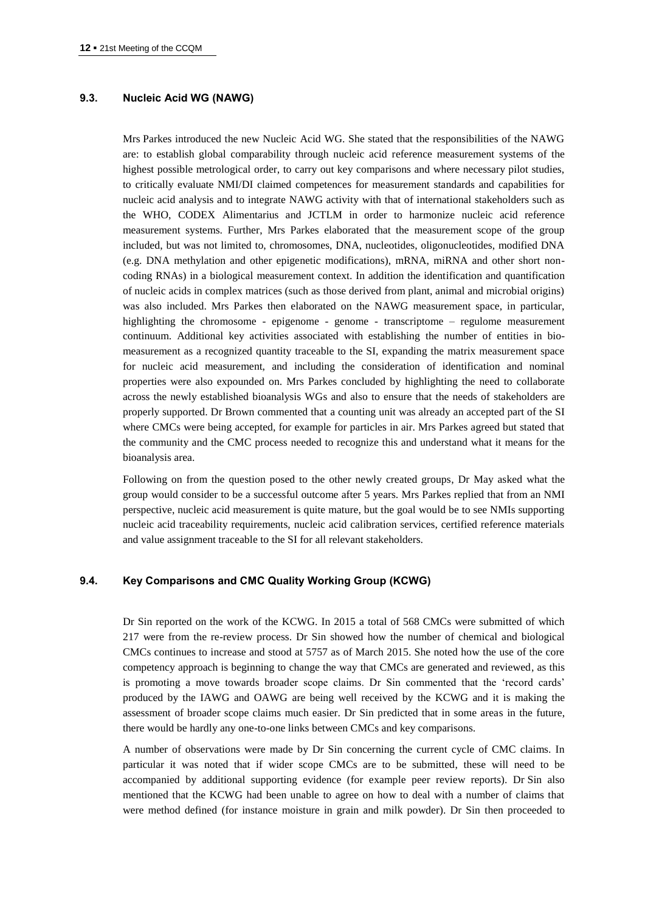### 9.3. Nucleic Acid WG (NAWG)

Mrs Parkes introduced the new Nucleic Acid WG. She stated that the responsibilities of the NAWG are: to establish global comparability through nucleic acid reference measurement systems of the highest possible metrological order, to carry out key comparisons and where necessary pilot studies, to critically evaluate NMI/DI claimed competences for measurement standards and capabilities for nucleic acid analysis and to integrate NAWG activity with that of international stakeholders such as the WHO, CODEX Alimentarius and JCTLM in order to harmonize nucleic acid reference measurement systems. Further, Mrs Parkes elaborated that the measurement scope of the group included, but was not limited to, chromosomes, DNA, nucleotides, oligonucleotides, modified DNA (e.g. DNA methylation and other epigenetic modifications), mRNA, miRNA and other short non-coding RNAs) in a biological measurement context. In addition the identification and quantification of nucleic acids in complex matrices (such as those derived from plant, animal and microbial origins) was also included. Mrs Parkes then elaborated on the NAWG measurement space, in particular, highlighting the chromosome - epigenome - genome - transcriptome – regulome measurement continuum. Additional key activities associated with establishing the number of entities in bio-measurement as a recognized quantity traceable to the SI, expanding the matrix measurement space for nucleic acid measurement, and including the consideration of identification and nominal properties were also expounded on. Mrs Parkes concluded by highlighting the need to collaborate across the newly established bioanalysis WGs and also to ensure that the needs of stakeholders are properly supported. Dr Brown commented that a counting unit was already an accepted part of the SI where CMCs were being accepted, for example for particles in air. Mrs Parkes agreed but stated that the community and the CMC process needed to recognize this and understand what it means for the bioanalysis area.

Following on from the question posed to the other newly created groups, Dr May asked what the group would consider to be a successful outcome after 5 years. Mrs Parkes replied that from an NMI perspective, nucleic acid measurement is quite mature, but the goal would be to see NMIs supporting nucleic acid traceability requirements, nucleic acid calibration services, certified reference materials and value assignment traceable to the SI for all relevant stakeholders.

### 9.4. Key Comparisons and CMC Quality Working Group (KCWG)

Dr Sin reported on the work of the KCWG. In 2015 a total of 568 CMCs were submitted of which 217 were from the re-review process. Dr Sin showed how the number of chemical and biological CMCs continues to increase and stood at 5757 as of March 2015. She noted how the use of the core competency approach is beginning to change the way that CMCs are generated and reviewed, as this is promoting a move towards broader scope claims. Dr Sin commented that the 'record cards' produced by the IAWG and OAWG are being well received by the KCWG and it is making the assessment of broader scope claims much easier. Dr Sin predicted that in some areas in the future, there would be hardly any one-to-one links between CMCs and key comparisons.

A number of observations were made by Dr Sin concerning the current cycle of CMC claims. In particular it was noted that if wider scope CMCs are to be submitted, these will need to be accompanied by additional supporting evidence (for example peer review reports). Dr Sin also mentioned that the KCWG had been unable to agree on how to deal with a number of claims that were method defined (for instance moisture in grain and milk powder). Dr Sin then proceeded to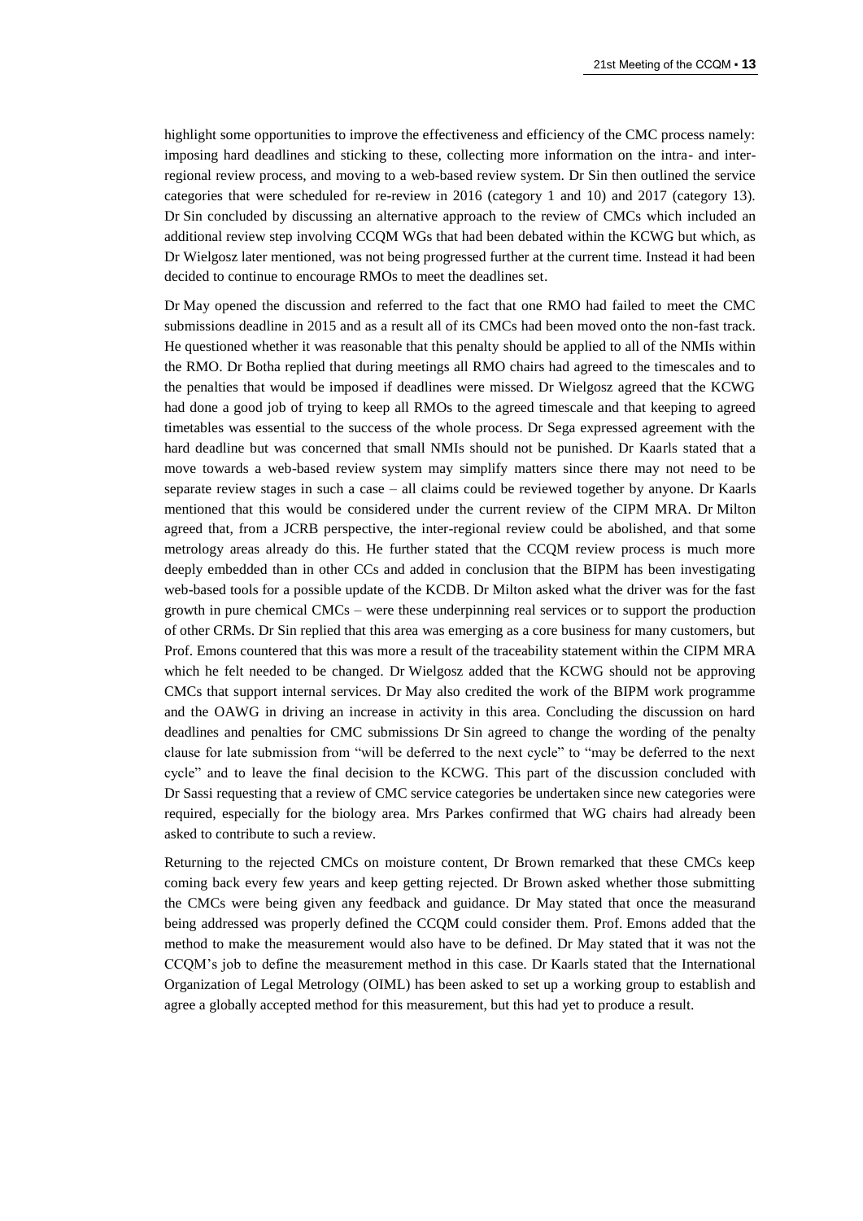highlight some opportunities to improve the effectiveness and efficiency of the CMC process namely: imposing hard deadlines and sticking to these, collecting more information on the intra- and inter-regional review process, and moving to a web-based review system. Dr Sin then outlined the service categories that were scheduled for re-review in 2016 (category 1 and 10) and 2017 (category 13). Dr Sin concluded by discussing an alternative approach to the review of CMCs which included an additional review step involving CCQM WGs that had been debated within the KCWG but which, as Dr Wielgosz later mentioned, was not being progressed further at the current time. Instead it had been decided to continue to encourage RMOs to meet the deadlines set.

Dr May opened the discussion and referred to the fact that one RMO had failed to meet the CMC submissions deadline in 2015 and as a result all of its CMCs had been moved onto the non-fast track. He questioned whether it was reasonable that this penalty should be applied to all of the NMIs within the RMO. Dr Botha replied that during meetings all RMO chairs had agreed to the timescales and to the penalties that would be imposed if deadlines were missed. Dr Wielgosz agreed that the KCWG had done a good job of trying to keep all RMOs to the agreed timescale and that keeping to agreed timetables was essential to the success of the whole process. Dr Sega expressed agreement with the hard deadline but was concerned that small NMIs should not be punished. Dr Kaarls stated that a move towards a web-based review system may simplify matters since there may not need to be separate review stages in such a case – all claims could be reviewed together by anyone. Dr Kaarls mentioned that this would be considered under the current review of the CIPM MRA. Dr Milton agreed that, from a JCRB perspective, the inter-regional review could be abolished, and that some metrology areas already do this. He further stated that the CCQM review process is much more deeply embedded than in other CCs and added in conclusion that the BIPM has been investigating web-based tools for a possible update of the KCDB. Dr Milton asked what the driver was for the fast growth in pure chemical CMCs – were these underpinning real services or to support the production of other CRMs. Dr Sin replied that this area was emerging as a core business for many customers, but Prof. Emons countered that this was more a result of the traceability statement within the CIPM MRA which he felt needed to be changed. Dr Wielgosz added that the KCWG should not be approving CMCs that support internal services. Dr May also credited the work of the BIPM work programme and the OAWG in driving an increase in activity in this area. Concluding the discussion on hard deadlines and penalties for CMC submissions Dr Sin agreed to change the wording of the penalty clause for late submission from "will be deferred to the next cycle" to "may be deferred to the next cycle" and to leave the final decision to the KCWG. This part of the discussion concluded with Dr Sassi requesting that a review of CMC service categories be undertaken since new categories were required, especially for the biology area. Mrs Parkes confirmed that WG chairs had already been asked to contribute to such a review.

Returning to the rejected CMCs on moisture content, Dr Brown remarked that these CMCs keep coming back every few years and keep getting rejected. Dr Brown asked whether those submitting the CMCs were being given any feedback and guidance. Dr May stated that once the measurand being addressed was properly defined the CCQM could consider them. Prof. Emons added that the method to make the measurement would also have to be defined. Dr May stated that it was not the CCQM's job to define the measurement method in this case. Dr Kaarls stated that the International Organization of Legal Metrology (OIML) has been asked to set up a working group to establish and agree a globally accepted method for this measurement, but this had yet to produce a result.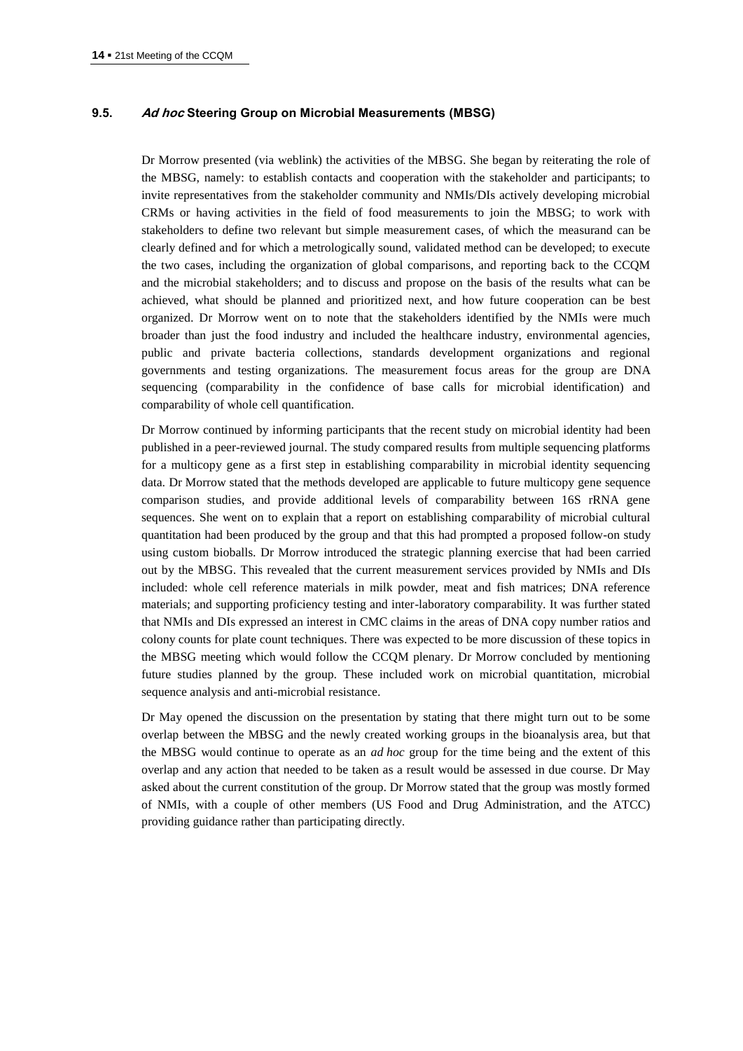### 9.5. *Ad hoc* Steering Group on Microbial Measurements (MBSG)

Dr Morrow presented (via weblink) the activities of the MBSG. She began by reiterating the role of the MBSG, namely: to establish contacts and cooperation with the stakeholder and participants; to invite representatives from the stakeholder community and NMIs/DIs actively developing microbial CRMs or having activities in the field of food measurements to join the MBSG; to work with stakeholders to define two relevant but simple measurement cases, of which the measurand can be clearly defined and for which a metrologically sound, validated method can be developed; to execute the two cases, including the organization of global comparisons, and reporting back to the CCQM and the microbial stakeholders; and to discuss and propose on the basis of the results what can be achieved, what should be planned and prioritized next, and how future cooperation can be best organized. Dr Morrow went on to note that the stakeholders identified by the NMIs were much broader than just the food industry and included the healthcare industry, environmental agencies, public and private bacteria collections, standards development organizations and regional governments and testing organizations. The measurement focus areas for the group are DNA sequencing (comparability in the confidence of base calls for microbial identification) and comparability of whole cell quantification.

Dr Morrow continued by informing participants that the recent study on microbial identity had been published in a peer-reviewed journal. The study compared results from multiple sequencing platforms for a multicopy gene as a first step in establishing comparability in microbial identity sequencing data. Dr Morrow stated that the methods developed are applicable to future multicopy gene sequence comparison studies, and provide additional levels of comparability between 16S rRNA gene sequences. She went on to explain that a report on establishing comparability of microbial cultural quantitation had been produced by the group and that this had prompted a proposed follow-on study using custom bioballs. Dr Morrow introduced the strategic planning exercise that had been carried out by the MBSG. This revealed that the current measurement services provided by NMIs and DIs included: whole cell reference materials in milk powder, meat and fish matrices; DNA reference materials; and supporting proficiency testing and inter-laboratory comparability. It was further stated that NMIs and DIs expressed an interest in CMC claims in the areas of DNA copy number ratios and colony counts for plate count techniques. There was expected to be more discussion of these topics in the MBSG meeting which would follow the CCQM plenary. Dr Morrow concluded by mentioning future studies planned by the group. These included work on microbial quantitation, microbial sequence analysis and anti-microbial resistance.

Dr May opened the discussion on the presentation by stating that there might turn out to be some overlap between the MBSG and the newly created working groups in the bioanalysis area, but that the MBSG would continue to operate as an *ad hoc* group for the time being and the extent of this overlap and any action that needed to be taken as a result would be assessed in due course. Dr May asked about the current constitution of the group. Dr Morrow stated that the group was mostly formed of NMIs, with a couple of other members (US Food and Drug Administration, and the ATCC) providing guidance rather than participating directly.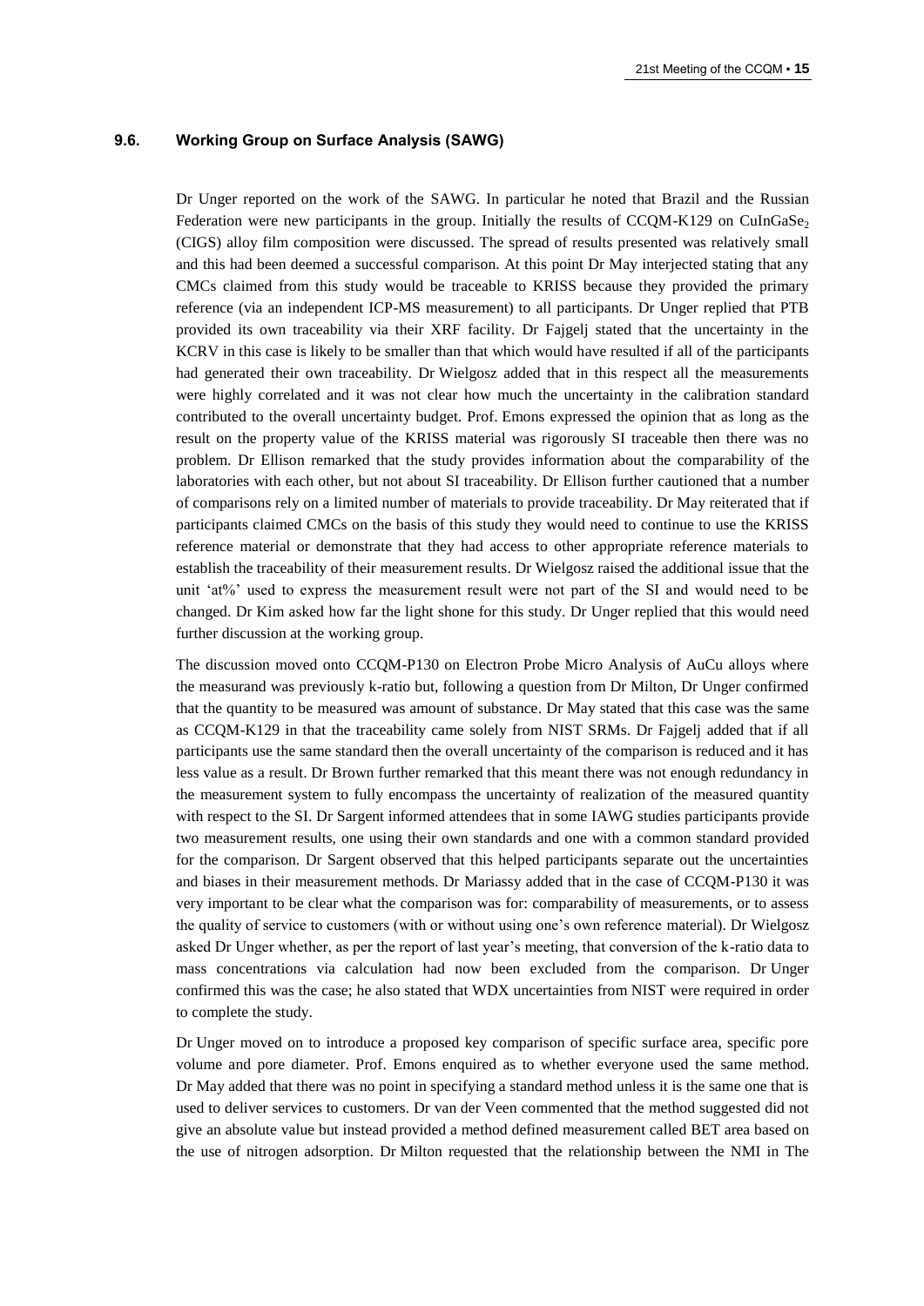### 9.6. Working Group on Surface Analysis (SAWG)

Dr Unger reported on the work of the SAWG. In particular he noted that Brazil and the Russian Federation were new participants in the group. Initially the results of CCQM-K129 on $CuInGaSe_2$ (CIGS) alloy film composition were discussed. The spread of results presented was relatively small and this had been deemed a successful comparison. At this point Dr May interjected stating that any CMCs claimed from this study would be traceable to KRISS because they provided the primary reference (via an independent ICP-MS measurement) to all participants. Dr Unger replied that PTB provided its own traceability via their XRF facility. Dr Fajgelj stated that the uncertainty in the KCRV in this case is likely to be smaller than that which would have resulted if all of the participants had generated their own traceability. Dr Wielgosz added that in this respect all the measurements were highly correlated and it was not clear how much the uncertainty in the calibration standard contributed to the overall uncertainty budget. Prof. Emons expressed the opinion that as long as the result on the property value of the KRISS material was rigorously SI traceable then there was no problem. Dr Ellison remarked that the study provides information about the comparability of the laboratories with each other, but not about SI traceability. Dr Ellison further cautioned that a number of comparisons rely on a limited number of materials to provide traceability. Dr May reiterated that if participants claimed CMCs on the basis of this study they would need to continue to use the KRISS reference material or demonstrate that they had access to other appropriate reference materials to establish the traceability of their measurement results. Dr Wielgosz raised the additional issue that the unit 'at%' used to express the measurement result were not part of the SI and would need to be changed. Dr Kim asked how far the light shone for this study. Dr Unger replied that this would need further discussion at the working group.

The discussion moved onto CCQM-P130 on Electron Probe Micro Analysis of AuCu alloys where the measurand was previously k-ratio but, following a question from Dr Milton, Dr Unger confirmed that the quantity to be measured was amount of substance. Dr May stated that this case was the same as CCQM-K129 in that the traceability came solely from NIST SRMs. Dr Fajgelj added that if all participants use the same standard then the overall uncertainty of the comparison is reduced and it has less value as a result. Dr Brown further remarked that this meant there was not enough redundancy in the measurement system to fully encompass the uncertainty of realization of the measured quantity with respect to the SI. Dr Sargent informed attendees that in some IAWG studies participants provide two measurement results, one using their own standards and one with a common standard provided for the comparison. Dr Sargent observed that this helped participants separate out the uncertainties and biases in their measurement methods. Dr Mariassy added that in the case of CCQM-P130 it was very important to be clear what the comparison was for: comparability of measurements, or to assess the quality of service to customers (with or without using one's own reference material). Dr Wielgosz asked Dr Unger whether, as per the report of last year's meeting, that conversion of the k-ratio data to mass concentrations via calculation had now been excluded from the comparison. Dr Unger confirmed this was the case; he also stated that WDX uncertainties from NIST were required in order to complete the study.

Dr Unger moved on to introduce a proposed key comparison of specific surface area, specific pore volume and pore diameter. Prof. Emons enquired as to whether everyone used the same method. Dr May added that there was no point in specifying a standard method unless it is the same one that is used to deliver services to customers. Dr van der Veen commented that the method suggested did not give an absolute value but instead provided a method defined measurement called BET area based on the use of nitrogen adsorption. Dr Milton requested that the relationship between the NMI in The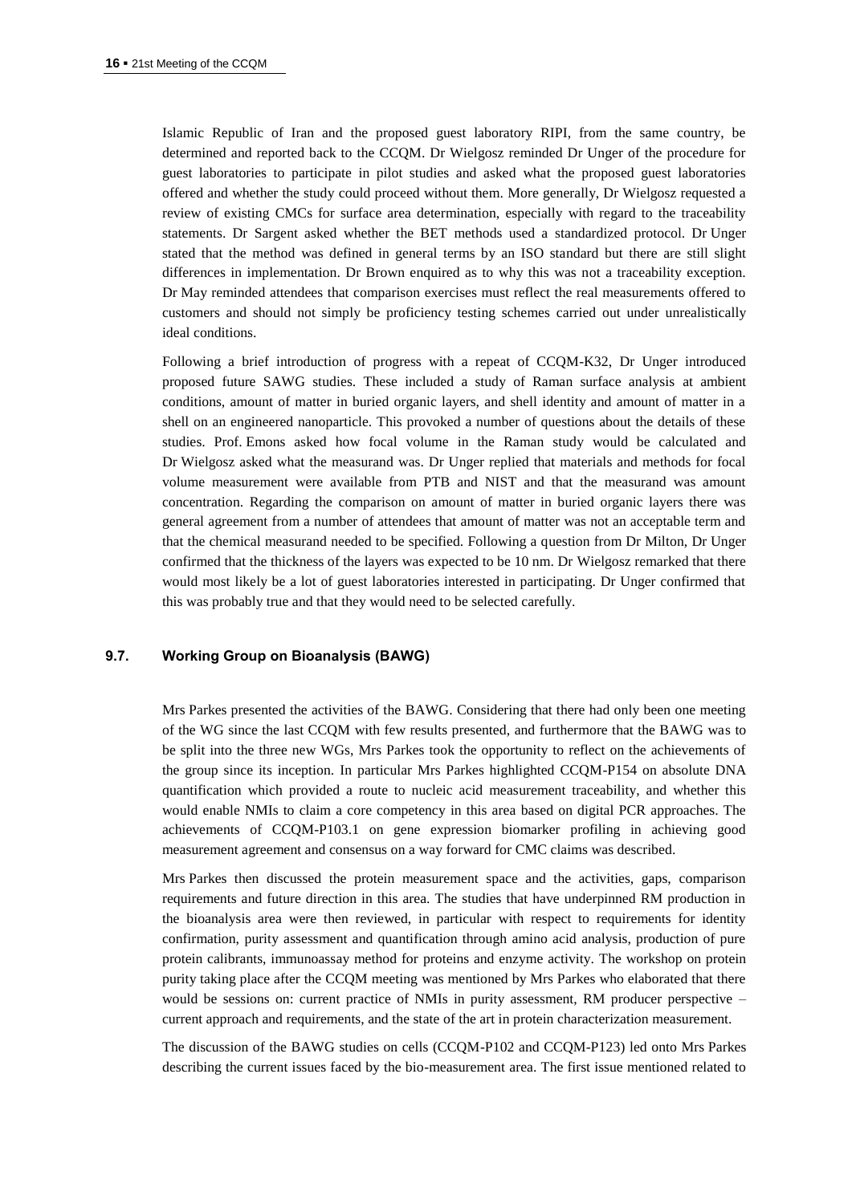Islamic Republic of Iran and the proposed guest laboratory RIPI, from the same country, be determined and reported back to the CCQM. Dr Wielgosz reminded Dr Unger of the procedure for guest laboratories to participate in pilot studies and asked what the proposed guest laboratories offered and whether the study could proceed without them. More generally, Dr Wielgosz requested a review of existing CMCs for surface area determination, especially with regard to the traceability statements. Dr Sargent asked whether the BET methods used a standardized protocol. Dr Unger stated that the method was defined in general terms by an ISO standard but there are still slight differences in implementation. Dr Brown enquired as to why this was not a traceability exception. Dr May reminded attendees that comparison exercises must reflect the real measurements offered to customers and should not simply be proficiency testing schemes carried out under unrealistically ideal conditions.

Following a brief introduction of progress with a repeat of CCQM-K32, Dr Unger introduced proposed future SAWG studies. These included a study of Raman surface analysis at ambient conditions, amount of matter in buried organic layers, and shell identity and amount of matter in a shell on an engineered nanoparticle. This provoked a number of questions about the details of these studies. Prof. Emons asked how focal volume in the Raman study would be calculated and Dr Wielgosz asked what the measurand was. Dr Unger replied that materials and methods for focal volume measurement were available from PTB and NIST and that the measurand was amount concentration. Regarding the comparison on amount of matter in buried organic layers there was general agreement from a number of attendees that amount of matter was not an acceptable term and that the chemical measurand needed to be specified. Following a question from Dr Milton, Dr Unger confirmed that the thickness of the layers was expected to be 10 nm. Dr Wielgosz remarked that there would most likely be a lot of guest laboratories interested in participating. Dr Unger confirmed that this was probably true and that they would need to be selected carefully.

### 9.7. Working Group on Bioanalysis (BAWG)

Mrs Parkes presented the activities of the BAWG. Considering that there had only been one meeting of the WG since the last CCQM with few results presented, and furthermore that the BAWG was to be split into the three new WGs, Mrs Parkes took the opportunity to reflect on the achievements of the group since its inception. In particular Mrs Parkes highlighted CCQM-P154 on absolute DNA quantification which provided a route to nucleic acid measurement traceability, and whether this would enable NMIs to claim a core competency in this area based on digital PCR approaches. The achievements of CCQM-P103.1 on gene expression biomarker profiling in achieving good measurement agreement and consensus on a way forward for CMC claims was described.

Mrs Parkes then discussed the protein measurement space and the activities, gaps, comparison requirements and future direction in this area. The studies that have underpinned RM production in the bioanalysis area were then reviewed, in particular with respect to requirements for identity confirmation, purity assessment and quantification through amino acid analysis, production of pure protein calibrants, immunoassay method for proteins and enzyme activity. The workshop on protein purity taking place after the CCQM meeting was mentioned by Mrs Parkes who elaborated that there would be sessions on: current practice of NMIs in purity assessment, RM producer perspective – current approach and requirements, and the state of the art in protein characterization measurement.

The discussion of the BAWG studies on cells (CCQM-P102 and CCQM-P123) led onto Mrs Parkes describing the current issues faced by the bio-measurement area. The first issue mentioned related to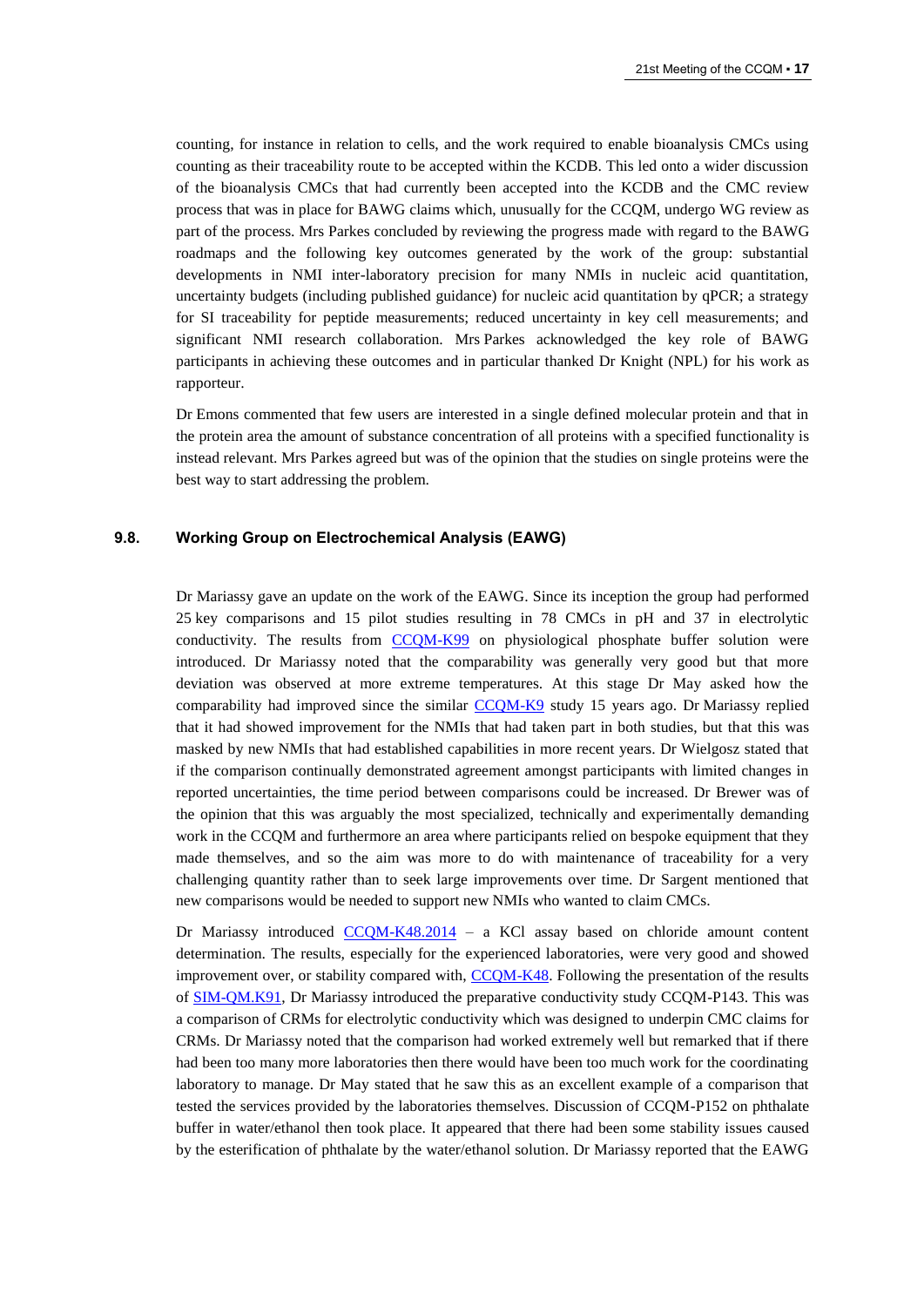counting, for instance in relation to cells, and the work required to enable bioanalysis CMCs using counting as their traceability route to be accepted within the KCDB. This led onto a wider discussion of the bioanalysis CMCs that had currently been accepted into the KCDB and the CMC review process that was in place for BAWG claims which, unusually for the CCQM, undergo WG review as part of the process. Mrs Parkes concluded by reviewing the progress made with regard to the BAWG roadmaps and the following key outcomes generated by the work of the group: substantial developments in NMI inter-laboratory precision for many NMIs in nucleic acid quantitation, uncertainty budgets (including published guidance) for nucleic acid quantitation by qPCR; a strategy for SI traceability for peptide measurements; reduced uncertainty in key cell measurements; and significant NMI research collaboration. Mrs Parkes acknowledged the key role of BAWG participants in achieving these outcomes and in particular thanked Dr Knight (NPL) for his work as rapporteur.

Dr Emons commented that few users are interested in a single defined molecular protein and that in the protein area the amount of substance concentration of all proteins with a specified functionality is instead relevant. Mrs Parkes agreed but was of the opinion that the studies on single proteins were the best way to start addressing the problem.

### 9.8. Working Group on Electrochemical Analysis (EAWG)

Dr Mariassy gave an update on the work of the EAWG. Since its inception the group had performed 25 key comparisons and 15 pilot studies resulting in 78 CMCs in pH and 37 in electrolytic conductivity. The results from CCQM-K99 on physiological phosphate buffer solution were introduced. Dr Mariassy noted that the comparability was generally very good but that more deviation was observed at more extreme temperatures. At this stage Dr May asked how the comparability had improved since the similar CCQM-K9 study 15 years ago. Dr Mariassy replied that it had showed improvement for the NMIs that had taken part in both studies, but that this was masked by new NMIs that had established capabilities in more recent years. Dr Wielgosz stated that if the comparison continually demonstrated agreement amongst participants with limited changes in reported uncertainties, the time period between comparisons could be increased. Dr Brewer was of the opinion that this was arguably the most specialized, technically and experimentally demanding work in the CCQM and furthermore an area where participants relied on bespoke equipment that they made themselves, and so the aim was more to do with maintenance of traceability for a very challenging quantity rather than to seek large improvements over time. Dr Sargent mentioned that new comparisons would be needed to support new NMIs who wanted to claim CMCs.

Dr Mariassy introduced CCQM-K48.2014 – a KCl assay based on chloride amount content determination. The results, especially for the experienced laboratories, were very good and showed improvement over, or stability compared with, CCQM-K48. Following the presentation of the results of SIM-QM.K91, Dr Mariassy introduced the preparative conductivity study CCQM-P143. This was a comparison of CRMs for electrolytic conductivity which was designed to underpin CMC claims for CRMs. Dr Mariassy noted that the comparison had worked extremely well but remarked that if there had been too many more laboratories then there would have been too much work for the coordinating laboratory to manage. Dr May stated that he saw this as an excellent example of a comparison that tested the services provided by the laboratories themselves. Discussion of CCQM-P152 on phthalate buffer in water/ethanol then took place. It appeared that there had been some stability issues caused by the esterification of phthalate by the water/ethanol solution. Dr Mariassy reported that the EAWG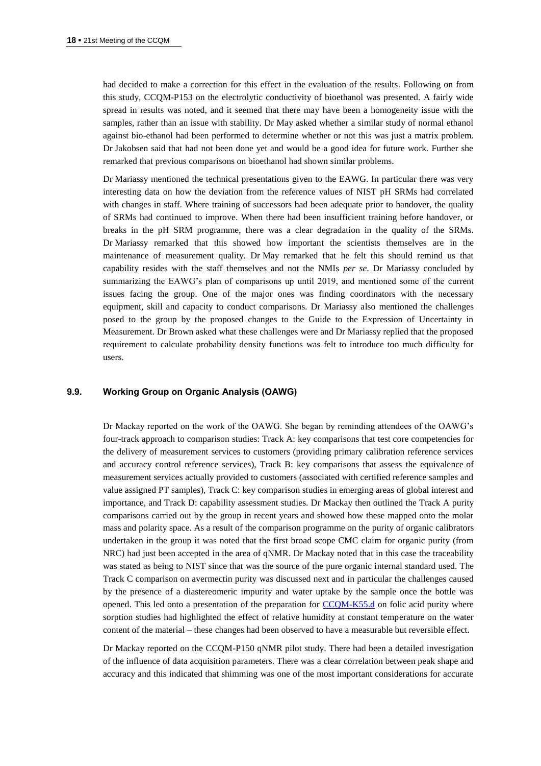had decided to make a correction for this effect in the evaluation of the results. Following on from this study, CCQM-P153 on the electrolytic conductivity of bioethanol was presented. A fairly wide spread in results was noted, and it seemed that there may have been a homogeneity issue with the samples, rather than an issue with stability. Dr May asked whether a similar study of normal ethanol against bio-ethanol had been performed to determine whether or not this was just a matrix problem. Dr Jakobsen said that had not been done yet and would be a good idea for future work. Further she remarked that previous comparisons on bioethanol had shown similar problems.

Dr Mariassy mentioned the technical presentations given to the EAWG. In particular there was very interesting data on how the deviation from the reference values of NIST pH SRMs had correlated with changes in staff. Where training of successors had been adequate prior to handover, the quality of SRMs had continued to improve. When there had been insufficient training before handover, or breaks in the pH SRM programme, there was a clear degradation in the quality of the SRMs. Dr Mariassy remarked that this showed how important the scientists themselves are in the maintenance of measurement quality. Dr May remarked that he felt this should remind us that capability resides with the staff themselves and not the NMIs *per se*. Dr Mariassy concluded by summarizing the EAWG's plan of comparisons up until 2019, and mentioned some of the current issues facing the group. One of the major ones was finding coordinators with the necessary equipment, skill and capacity to conduct comparisons. Dr Mariassy also mentioned the challenges posed to the group by the proposed changes to the Guide to the Expression of Uncertainty in Measurement. Dr Brown asked what these challenges were and Dr Mariassy replied that the proposed requirement to calculate probability density functions was felt to introduce too much difficulty for users.

### 9.9. Working Group on Organic Analysis (OAWG)

Dr Mackay reported on the work of the OAWG. She began by reminding attendees of the OAWG's four-track approach to comparison studies: Track A: key comparisons that test core competencies for the delivery of measurement services to customers (providing primary calibration reference services and accuracy control reference services), Track B: key comparisons that assess the equivalence of measurement services actually provided to customers (associated with certified reference samples and value assigned PT samples), Track C: key comparison studies in emerging areas of global interest and importance, and Track D: capability assessment studies. Dr Mackay then outlined the Track A purity comparisons carried out by the group in recent years and showed how these mapped onto the molar mass and polarity space. As a result of the comparison programme on the purity of organic calibrators undertaken in the group it was noted that the first broad scope CMC claim for organic purity (from NRC) had just been accepted in the area of qNMR. Dr Mackay noted that in this case the traceability was stated as being to NIST since that was the source of the pure organic internal standard used. The Track C comparison on avermectin purity was discussed next and in particular the challenges caused by the presence of a diastereomeric impurity and water uptake by the sample once the bottle was opened. This led onto a presentation of the preparation for CCQM-K55.d on folic acid purity where sorption studies had highlighted the effect of relative humidity at constant temperature on the water content of the material – these changes had been observed to have a measurable but reversible effect.

Dr Mackay reported on the CCQM-P150 qNMR pilot study. There had been a detailed investigation of the influence of data acquisition parameters. There was a clear correlation between peak shape and accuracy and this indicated that shimming was one of the most important considerations for accurate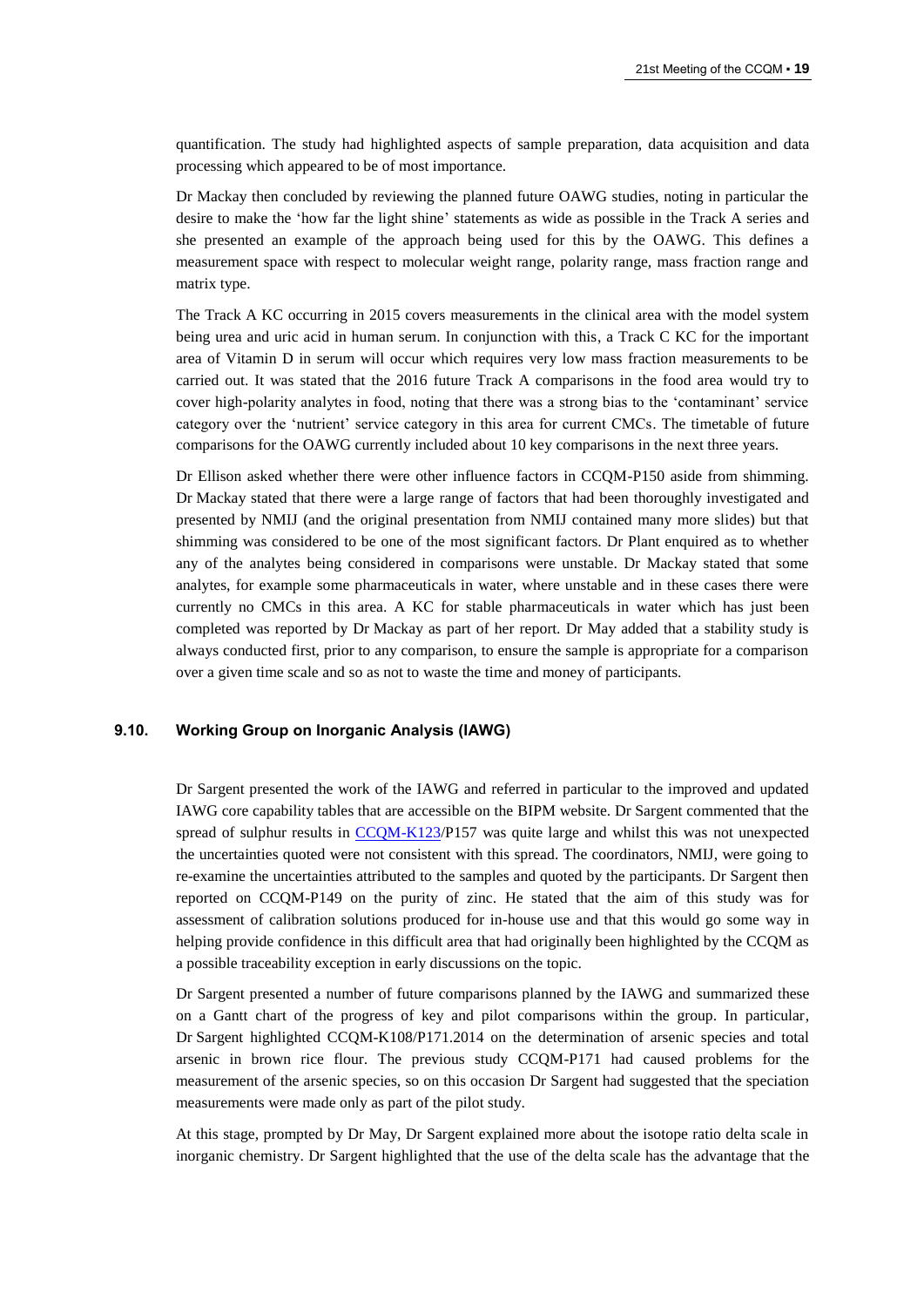quantification. The study had highlighted aspects of sample preparation, data acquisition and data processing which appeared to be of most importance.

Dr Mackay then concluded by reviewing the planned future OAWG studies, noting in particular the desire to make the 'how far the light shine' statements as wide as possible in the Track A series and she presented an example of the approach being used for this by the OAWG. This defines a measurement space with respect to molecular weight range, polarity range, mass fraction range and matrix type.

The Track A KC occurring in 2015 covers measurements in the clinical area with the model system being urea and uric acid in human serum. In conjunction with this, a Track C KC for the important area of Vitamin D in serum will occur which requires very low mass fraction measurements to be carried out. It was stated that the 2016 future Track A comparisons in the food area would try to cover high-polarity analytes in food, noting that there was a strong bias to the 'contaminant' service category over the 'nutrient' service category in this area for current CMCs. The timetable of future comparisons for the OAWG currently included about 10 key comparisons in the next three years.

Dr Ellison asked whether there were other influence factors in CCQM-P150 aside from shimming. Dr Mackay stated that there were a large range of factors that had been thoroughly investigated and presented by NMIJ (and the original presentation from NMIJ contained many more slides) but that shimming was considered to be one of the most significant factors. Dr Plant enquired as to whether any of the analytes being considered in comparisons were unstable. Dr Mackay stated that some analytes, for example some pharmaceuticals in water, where unstable and in these cases there were currently no CMCs in this area. A KC for stable pharmaceuticals in water which has just been completed was reported by Dr Mackay as part of her report. Dr May added that a stability study is always conducted first, prior to any comparison, to ensure the sample is appropriate for a comparison over a given time scale and so as not to waste the time and money of participants.

### 9.10. Working Group on Inorganic Analysis (IAWG)

Dr Sargent presented the work of the IAWG and referred in particular to the improved and updated IAWG core capability tables that are accessible on the BIPM website. Dr Sargent commented that the spread of sulphur results in CCQM-K123/P157 was quite large and whilst this was not unexpected the uncertainties quoted were not consistent with this spread. The coordinators, NMIJ, were going to re-examine the uncertainties attributed to the samples and quoted by the participants. Dr Sargent then reported on CCQM-P149 on the purity of zinc. He stated that the aim of this study was for assessment of calibration solutions produced for in-house use and that this would go some way in helping provide confidence in this difficult area that had originally been highlighted by the CCQM as a possible traceability exception in early discussions on the topic.

Dr Sargent presented a number of future comparisons planned by the IAWG and summarized these on a Gantt chart of the progress of key and pilot comparisons within the group. In particular, Dr Sargent highlighted CCQM-K108/P171.2014 on the determination of arsenic species and total arsenic in brown rice flour. The previous study CCQM-P171 had caused problems for the measurement of the arsenic species, so on this occasion Dr Sargent had suggested that the speciation measurements were made only as part of the pilot study.

At this stage, prompted by Dr May, Dr Sargent explained more about the isotope ratio delta scale in inorganic chemistry. Dr Sargent highlighted that the use of the delta scale has the advantage that the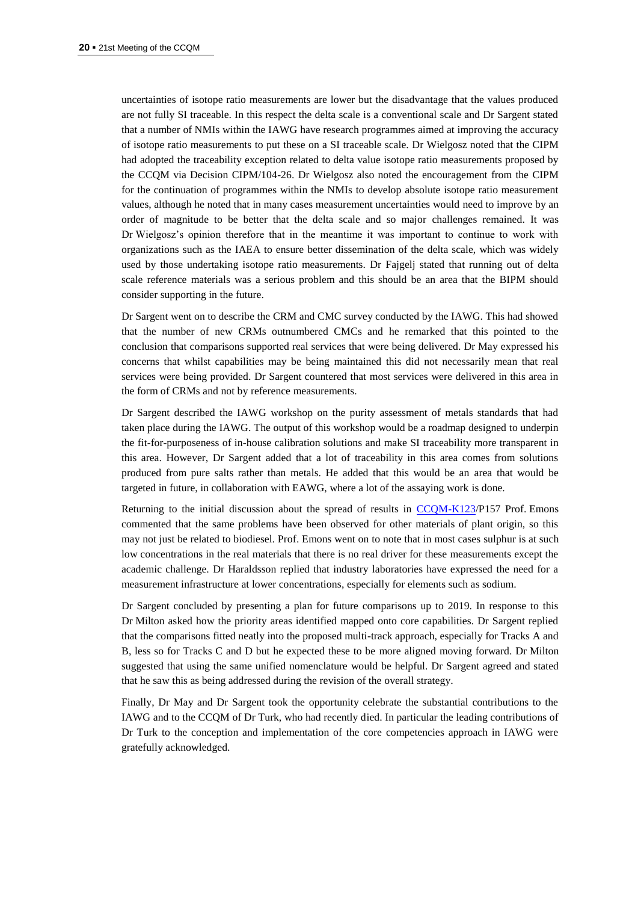uncertainties of isotope ratio measurements are lower but the disadvantage that the values produced are not fully SI traceable. In this respect the delta scale is a conventional scale and Dr Sargent stated that a number of NMIs within the IAWG have research programmes aimed at improving the accuracy of isotope ratio measurements to put these on a SI traceable scale. Dr Wielgosz noted that the CIPM had adopted the traceability exception related to delta value isotope ratio measurements proposed by the CCQM via Decision CIPM/104-26. Dr Wielgosz also noted the encouragement from the CIPM for the continuation of programmes within the NMIs to develop absolute isotope ratio measurement values, although he noted that in many cases measurement uncertainties would need to improve by an order of magnitude to be better that the delta scale and so major challenges remained. It was Dr Wielgosz's opinion therefore that in the meantime it was important to continue to work with organizations such as the IAEA to ensure better dissemination of the delta scale, which was widely used by those undertaking isotope ratio measurements. Dr Fajgelj stated that running out of delta scale reference materials was a serious problem and this should be an area that the BIPM should consider supporting in the future.

Dr Sargent went on to describe the CRM and CMC survey conducted by the IAWG. This had showed that the number of new CRMs outnumbered CMCs and he remarked that this pointed to the conclusion that comparisons supported real services that were being delivered. Dr May expressed his concerns that whilst capabilities may be being maintained this did not necessarily mean that real services were being provided. Dr Sargent countered that most services were delivered in this area in the form of CRMs and not by reference measurements.

Dr Sargent described the IAWG workshop on the purity assessment of metals standards that had taken place during the IAWG. The output of this workshop would be a roadmap designed to underpin the fit-for-purposeness of in-house calibration solutions and make SI traceability more transparent in this area. However, Dr Sargent added that a lot of traceability in this area comes from solutions produced from pure salts rather than metals. He added that this would be an area that would be targeted in future, in collaboration with EAWG, where a lot of the assaying work is done.

Returning to the initial discussion about the spread of results in CCQM-K123/P157 Prof. Emons commented that the same problems have been observed for other materials of plant origin, so this may not just be related to biodiesel. Prof. Emons went on to note that in most cases sulphur is at such low concentrations in the real materials that there is no real driver for these measurements except the academic challenge. Dr Haraldsson replied that industry laboratories have expressed the need for a measurement infrastructure at lower concentrations, especially for elements such as sodium.

Dr Sargent concluded by presenting a plan for future comparisons up to 2019. In response to this Dr Milton asked how the priority areas identified mapped onto core capabilities. Dr Sargent replied that the comparisons fitted neatly into the proposed multi-track approach, especially for Tracks A and B, less so for Tracks C and D but he expected these to be more aligned moving forward. Dr Milton suggested that using the same unified nomenclature would be helpful. Dr Sargent agreed and stated that he saw this as being addressed during the revision of the overall strategy.

Finally, Dr May and Dr Sargent took the opportunity celebrate the substantial contributions to the IAWG and to the CCQM of Dr Turk, who had recently died. In particular the leading contributions of Dr Turk to the conception and implementation of the core competencies approach in IAWG were gratefully acknowledged.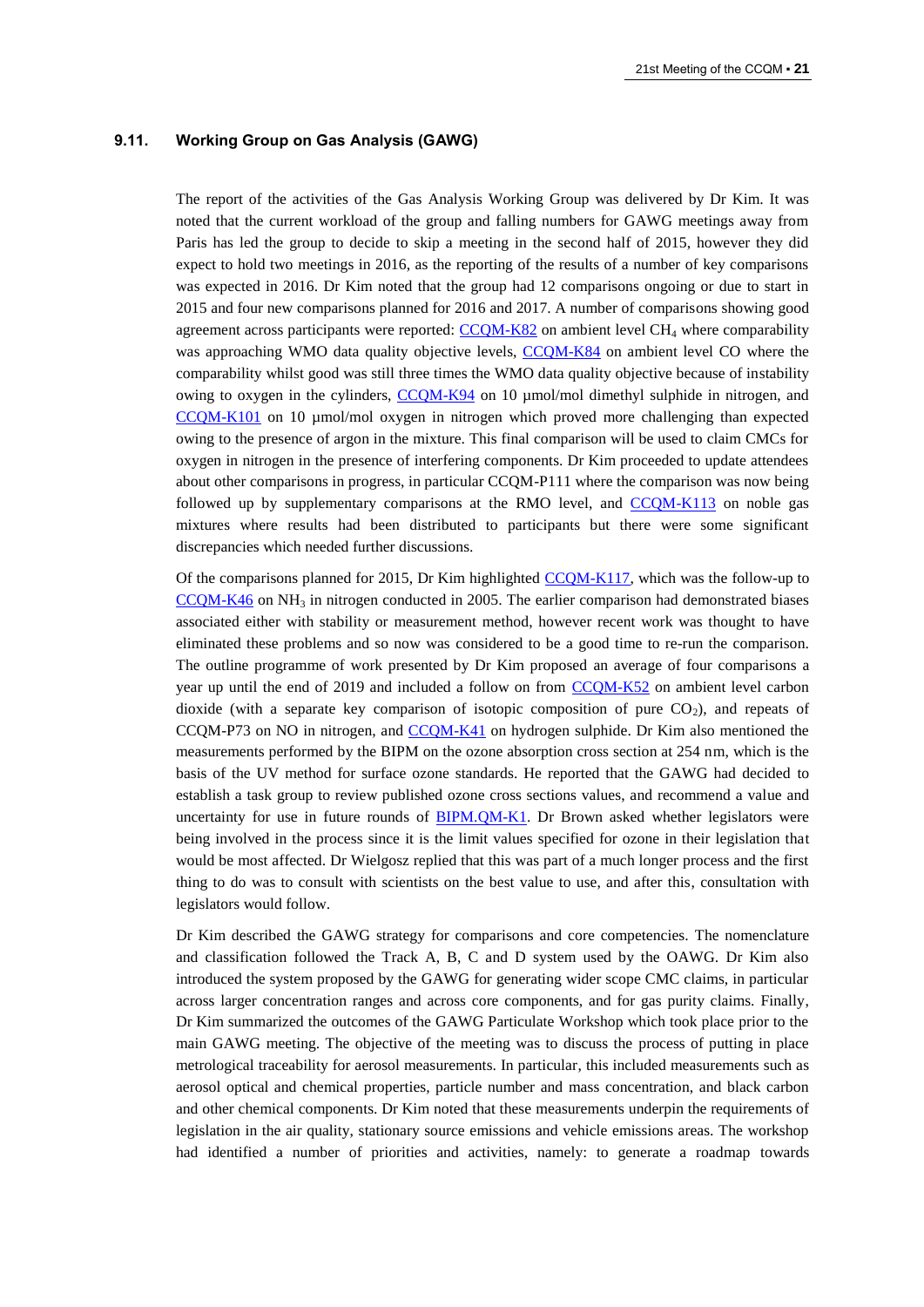### 9.11. Working Group on Gas Analysis (GAWG)

The report of the activities of the Gas Analysis Working Group was delivered by Dr Kim. It was noted that the current workload of the group and falling numbers for GAWG meetings away from Paris has led the group to decide to skip a meeting in the second half of 2015, however they did expect to hold two meetings in 2016, as the reporting of the results of a number of key comparisons was expected in 2016. Dr Kim noted that the group had 12 comparisons ongoing or due to start in 2015 and four new comparisons planned for 2016 and 2017. A number of comparisons showing good agreement across participants were reported: CCQM-K82 on ambient level $CH_4$ where comparability was approaching WMO data quality objective levels, CCQM-K84 on ambient level CO where the comparability whilst good was still three times the WMO data quality objective because of instability owing to oxygen in the cylinders, CCQM-K94 on 10 µmol/mol dimethyl sulphide in nitrogen, and CCQM-K101 on 10 µmol/mol oxygen in nitrogen which proved more challenging than expected owing to the presence of argon in the mixture. This final comparison will be used to claim CMCs for oxygen in nitrogen in the presence of interfering components. Dr Kim proceeded to update attendees about other comparisons in progress, in particular CCQM-P111 where the comparison was now being followed up by supplementary comparisons at the RMO level, and CCQM-K113 on noble gas mixtures where results had been distributed to participants but there were some significant discrepancies which needed further discussions.

Of the comparisons planned for 2015, Dr Kim highlighted CCQM-K117, which was the follow-up to CCQM-K46 on $NH_3$ in nitrogen conducted in 2005. The earlier comparison had demonstrated biases associated either with stability or measurement method, however recent work was thought to have eliminated these problems and so now was considered to be a good time to re-run the comparison. The outline programme of work presented by Dr Kim proposed an average of four comparisons a year up until the end of 2019 and included a follow on from CCQM-K52 on ambient level carbon dioxide (with a separate key comparison of isotopic composition of pure $CO_2$), and repeats of CCQM-P73 on NO in nitrogen, and CCQM-K41 on hydrogen sulphide. Dr Kim also mentioned the measurements performed by the BIPM on the ozone absorption cross section at 254 nm, which is the basis of the UV method for surface ozone standards. He reported that the GAWG had decided to establish a task group to review published ozone cross sections values, and recommend a value and uncertainty for use in future rounds of BIPM.QM-K1. Dr Brown asked whether legislators were being involved in the process since it is the limit values specified for ozone in their legislation that would be most affected. Dr Wielgosz replied that this was part of a much longer process and the first thing to do was to consult with scientists on the best value to use, and after this, consultation with legislators would follow.

Dr Kim described the GAWG strategy for comparisons and core competencies. The nomenclature and classification followed the Track A, B, C and D system used by the OAWG. Dr Kim also introduced the system proposed by the GAWG for generating wider scope CMC claims, in particular across larger concentration ranges and across core components, and for gas purity claims. Finally, Dr Kim summarized the outcomes of the GAWG Particulate Workshop which took place prior to the main GAWG meeting. The objective of the meeting was to discuss the process of putting in place metrological traceability for aerosol measurements. In particular, this included measurements such as aerosol optical and chemical properties, particle number and mass concentration, and black carbon and other chemical components. Dr Kim noted that these measurements underpin the requirements of legislation in the air quality, stationary source emissions and vehicle emissions areas. The workshop had identified a number of priorities and activities, namely: to generate a roadmap towards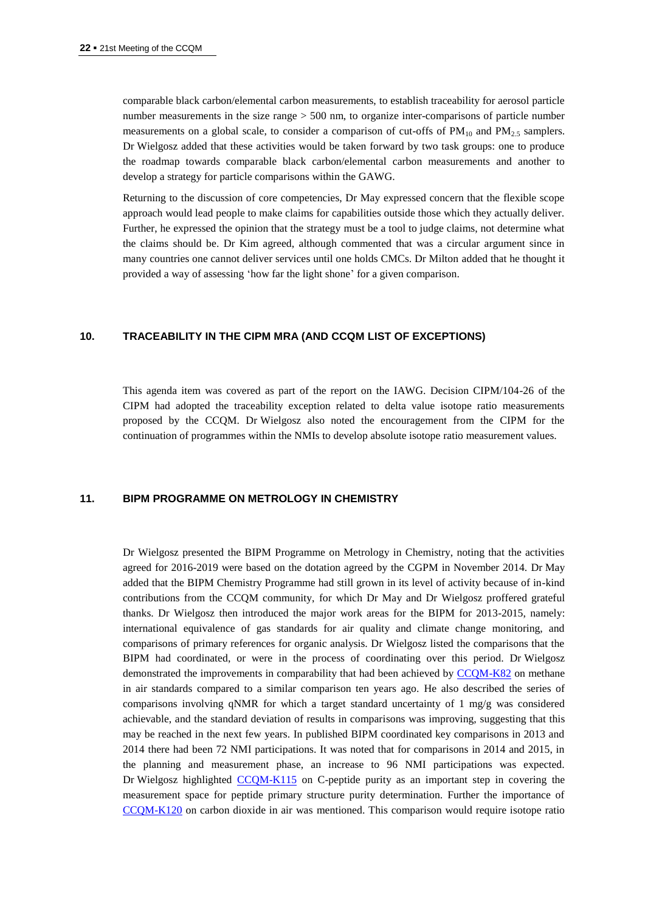comparable black carbon/elemental carbon measurements, to establish traceability for aerosol particle number measurements in the size range > 500 nm, to organize inter-comparisons of particle number measurements on a global scale, to consider a comparison of cut-offs of $PM_{10}$ and $PM_{2.5}$ samplers. Dr Wielgosz added that these activities would be taken forward by two task groups: one to produce the roadmap towards comparable black carbon/elemental carbon measurements and another to develop a strategy for particle comparisons within the GAWG.

Returning to the discussion of core competencies, Dr May expressed concern that the flexible scope approach would lead people to make claims for capabilities outside those which they actually deliver. Further, he expressed the opinion that the strategy must be a tool to judge claims, not determine what the claims should be. Dr Kim agreed, although commented that was a circular argument since in many countries one cannot deliver services until one holds CMCs. Dr Milton added that he thought it provided a way of assessing 'how far the light shone' for a given comparison.

## 10. TRACEABILITY IN THE CIPM MRA (AND CCQM LIST OF EXCEPTIONS)

This agenda item was covered as part of the report on the IAWG. Decision CIPM/104-26 of the CIPM had adopted the traceability exception related to delta value isotope ratio measurements proposed by the CCQM. Dr Wielgosz also noted the encouragement from the CIPM for the continuation of programmes within the NMIs to develop absolute isotope ratio measurement values.

## 11. BIPM PROGRAMME ON METROLOGY IN CHEMISTRY

Dr Wielgosz presented the BIPM Programme on Metrology in Chemistry, noting that the activities agreed for 2016-2019 were based on the dotation agreed by the CGPM in November 2014. Dr May added that the BIPM Chemistry Programme had still grown in its level of activity because of in-kind contributions from the CCQM community, for which Dr May and Dr Wielgosz proffered grateful thanks. Dr Wielgosz then introduced the major work areas for the BIPM for 2013-2015, namely: international equivalence of gas standards for air quality and climate change monitoring, and comparisons of primary references for organic analysis. Dr Wielgosz listed the comparisons that the BIPM had coordinated, or were in the process of coordinating over this period. Dr Wielgosz demonstrated the improvements in comparability that had been achieved by CCQM-K82 on methane in air standards compared to a similar comparison ten years ago. He also described the series of comparisons involving qNMR for which a target standard uncertainty of 1 mg/g was considered achievable, and the standard deviation of results in comparisons was improving, suggesting that this may be reached in the next few years. In published BIPM coordinated key comparisons in 2013 and 2014 there had been 72 NMI participations. It was noted that for comparisons in 2014 and 2015, in the planning and measurement phase, an increase to 96 NMI participations was expected. Dr Wielgosz highlighted CCQM-K115 on C-peptide purity as an important step in covering the measurement space for peptide primary structure purity determination. Further the importance of CCQM-K120 on carbon dioxide in air was mentioned. This comparison would require isotope ratio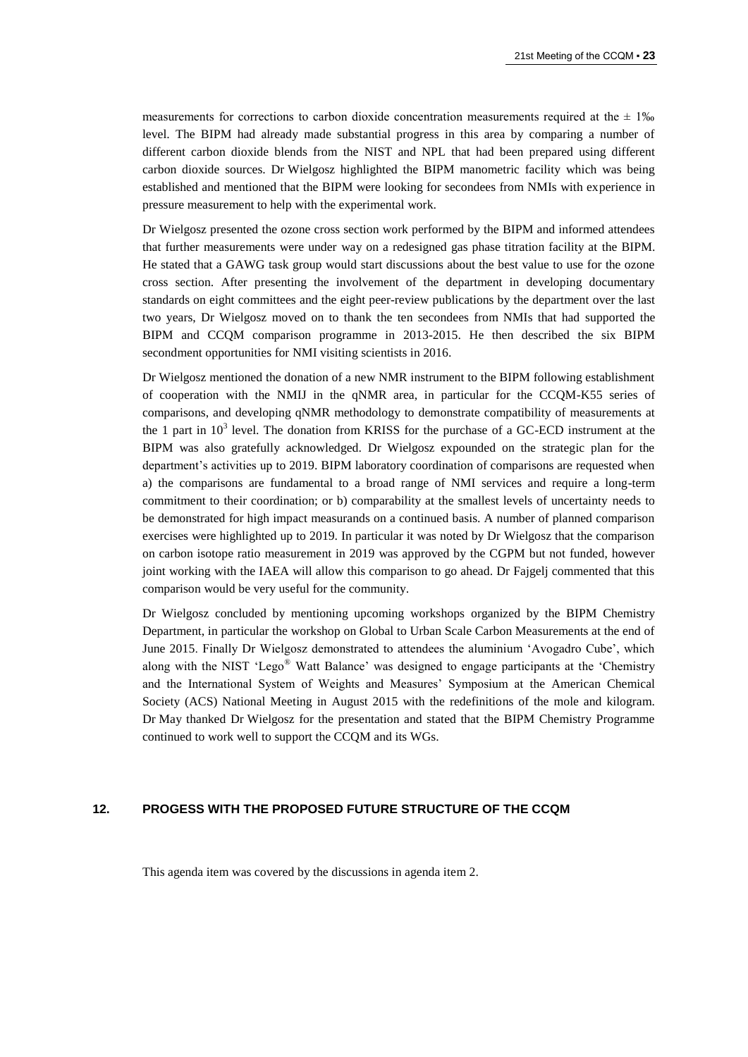measurements for corrections to carbon dioxide concentration measurements required at the ± 1‰ level. The BIPM had already made substantial progress in this area by comparing a number of different carbon dioxide blends from the NIST and NPL that had been prepared using different carbon dioxide sources. Dr Wielgosz highlighted the BIPM manometric facility which was being established and mentioned that the BIPM were looking for secondees from NMIs with experience in pressure measurement to help with the experimental work.

Dr Wielgosz presented the ozone cross section work performed by the BIPM and informed attendees that further measurements were under way on a redesigned gas phase titration facility at the BIPM. He stated that a GAWG task group would start discussions about the best value to use for the ozone cross section. After presenting the involvement of the department in developing documentary standards on eight committees and the eight peer-review publications by the department over the last two years, Dr Wielgosz moved on to thank the ten secondees from NMIs that had supported the BIPM and CCQM comparison programme in 2013-2015. He then described the six BIPM secondment opportunities for NMI visiting scientists in 2016.

Dr Wielgosz mentioned the donation of a new NMR instrument to the BIPM following establishment of cooperation with the NMIJ in the qNMR area, in particular for the CCQM-K55 series of comparisons, and developing qNMR methodology to demonstrate compatibility of measurements at the 1 part in $10^3$ level. The donation from KRISS for the purchase of a GC-ECD instrument at the BIPM was also gratefully acknowledged. Dr Wielgosz expounded on the strategic plan for the department's activities up to 2019. BIPM laboratory coordination of comparisons are requested when a) the comparisons are fundamental to a broad range of NMI services and require a long-term commitment to their coordination; or b) comparability at the smallest levels of uncertainty needs to be demonstrated for high impact measurands on a continued basis. A number of planned comparison exercises were highlighted up to 2019. In particular it was noted by Dr Wielgosz that the comparison on carbon isotope ratio measurement in 2019 was approved by the CGPM but not funded, however joint working with the IAEA will allow this comparison to go ahead. Dr Fajgelj commented that this comparison would be very useful for the community.

Dr Wielgosz concluded by mentioning upcoming workshops organized by the BIPM Chemistry Department, in particular the workshop on Global to Urban Scale Carbon Measurements at the end of June 2015. Finally Dr Wielgosz demonstrated to attendees the aluminium 'Avogadro Cube', which along with the NIST 'Lego® Watt Balance' was designed to engage participants at the 'Chemistry and the International System of Weights and Measures' Symposium at the American Chemical Society (ACS) National Meeting in August 2015 with the redefinitions of the mole and kilogram. Dr May thanked Dr Wielgosz for the presentation and stated that the BIPM Chemistry Programme continued to work well to support the CCQM and its WGs.

## 12. PROGESS WITH THE PROPOSED FUTURE STRUCTURE OF THE CCQM

This agenda item was covered by the discussions in agenda item 2.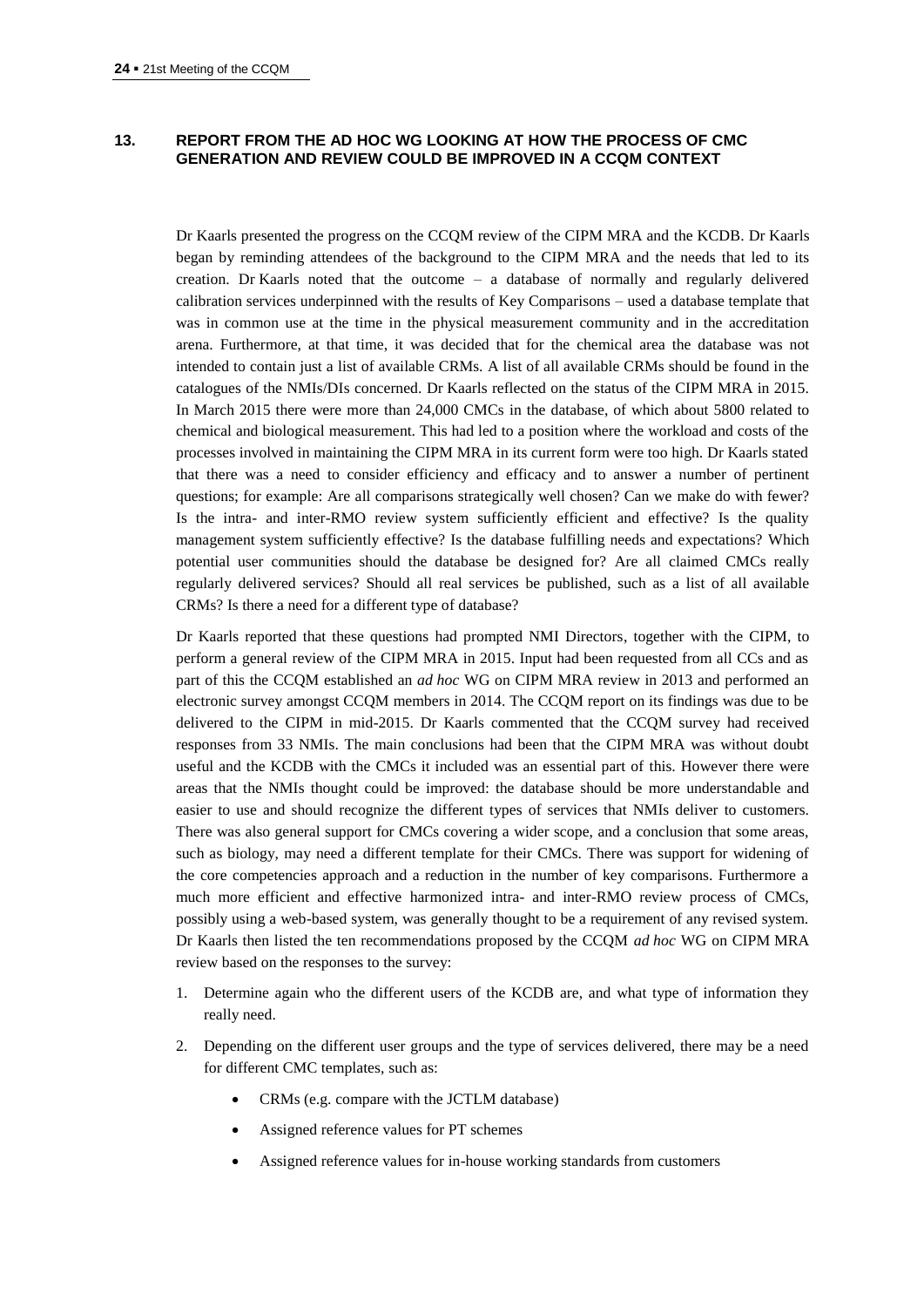## 13. REPORT FROM THE AD HOC WG LOOKING AT HOW THE PROCESS OF CMC GENERATION AND REVIEW COULD BE IMPROVED IN A CCQM CONTEXT

Dr Kaarls presented the progress on the CCQM review of the CIPM MRA and the KCDB. Dr Kaarls began by reminding attendees of the background to the CIPM MRA and the needs that led to its creation. Dr Kaarls noted that the outcome – a database of normally and regularly delivered calibration services underpinned with the results of Key Comparisons – used a database template that was in common use at the time in the physical measurement community and in the accreditation arena. Furthermore, at that time, it was decided that for the chemical area the database was not intended to contain just a list of available CRMs. A list of all available CRMs should be found in the catalogues of the NMIs/DIs concerned. Dr Kaarls reflected on the status of the CIPM MRA in 2015. In March 2015 there were more than 24,000 CMCs in the database, of which about 5800 related to chemical and biological measurement. This had led to a position where the workload and costs of the processes involved in maintaining the CIPM MRA in its current form were too high. Dr Kaarls stated that there was a need to consider efficiency and efficacy and to answer a number of pertinent questions; for example: Are all comparisons strategically well chosen? Can we make do with fewer? Is the intra- and inter-RMO review system sufficiently efficient and effective? Is the quality management system sufficiently effective? Is the database fulfilling needs and expectations? Which potential user communities should the database be designed for? Are all claimed CMCs really regularly delivered services? Should all real services be published, such as a list of all available CRMs? Is there a need for a different type of database?

Dr Kaarls reported that these questions had prompted NMI Directors, together with the CIPM, to perform a general review of the CIPM MRA in 2015. Input had been requested from all CCs and as part of this the CCQM established an *ad hoc* WG on CIPM MRA review in 2013 and performed an electronic survey amongst CCQM members in 2014. The CCQM report on its findings was due to be delivered to the CIPM in mid-2015. Dr Kaarls commented that the CCQM survey had received responses from 33 NMIs. The main conclusions had been that the CIPM MRA was without doubt useful and the KCDB with the CMCs it included was an essential part of this. However there were areas that the NMIs thought could be improved: the database should be more understandable and easier to use and should recognize the different types of services that NMIs deliver to customers. There was also general support for CMCs covering a wider scope, and a conclusion that some areas, such as biology, may need a different template for their CMCs. There was support for widening of the core competencies approach and a reduction in the number of key comparisons. Furthermore a much more efficient and effective harmonized intra- and inter-RMO review process of CMCs, possibly using a web-based system, was generally thought to be a requirement of any revised system. Dr Kaarls then listed the ten recommendations proposed by the CCQM *ad hoc* WG on CIPM MRA review based on the responses to the survey:

1. Determine again who the different users of the KCDB are, and what type of information they really need.
2. Depending on the different user groups and the type of services delivered, there may be a need for different CMC templates, such as:
   - CRMs (e.g. compare with the JCTLM database)
   - Assigned reference values for PT schemes
   - Assigned reference values for in-house working standards from customers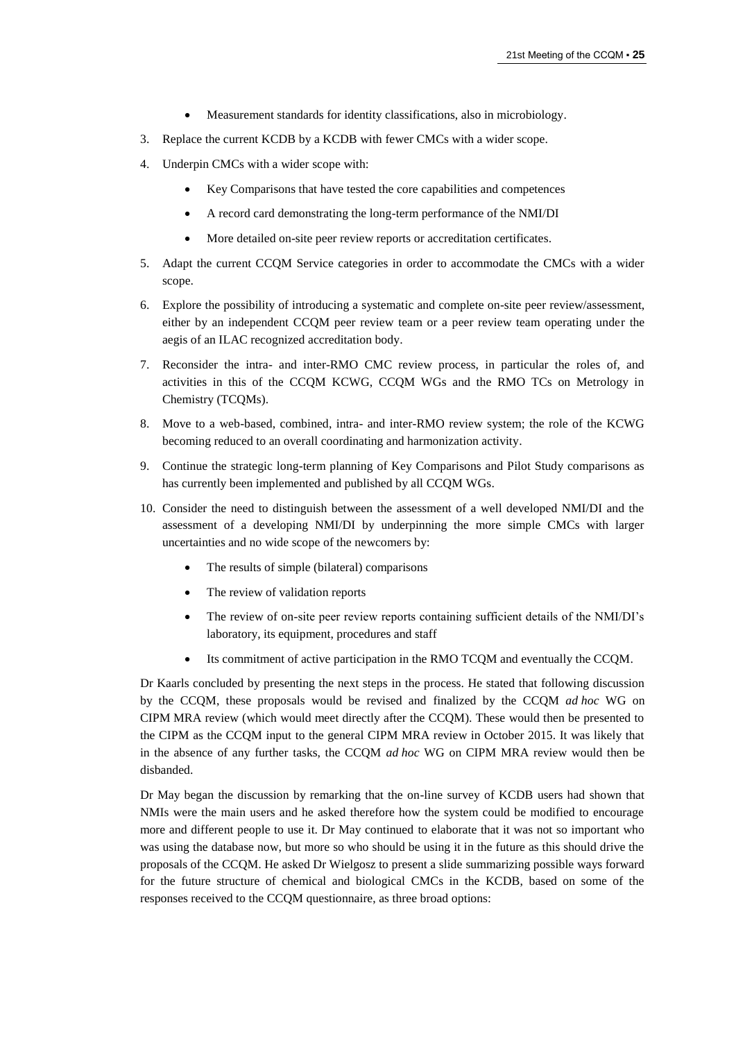- Measurement standards for identity classifications, also in microbiology.

3. Replace the current KCDB by a KCDB with fewer CMCs with a wider scope.
4. Underpin CMCs with a wider scope with:
   - Key Comparisons that have tested the core capabilities and competences
   - A record card demonstrating the long-term performance of the NMI/DI
   - More detailed on-site peer review reports or accreditation certificates.
5. Adapt the current CCQM Service categories in order to accommodate the CMCs with a wider scope.
6. Explore the possibility of introducing a systematic and complete on-site peer review/assessment, either by an independent CCQM peer review team or a peer review team operating under the aegis of an ILAC recognized accreditation body.
7. Reconsider the intra- and inter-RMO CMC review process, in particular the roles of, and activities in this of the CCQM KCWG, CCQM WGs and the RMO TCs on Metrology in Chemistry (TCQMs).
8. Move to a web-based, combined, intra- and inter-RMO review system; the role of the KCWG becoming reduced to an overall coordinating and harmonization activity.
9. Continue the strategic long-term planning of Key Comparisons and Pilot Study comparisons as has currently been implemented and published by all CCQM WGs.
10. Consider the need to distinguish between the assessment of a well developed NMI/DI and the assessment of a developing NMI/DI by underpinning the more simple CMCs with larger uncertainties and no wide scope of the newcomers by:
    - The results of simple (bilateral) comparisons
    - The review of validation reports
    - The review of on-site peer review reports containing sufficient details of the NMI/DI's laboratory, its equipment, procedures and staff
    - Its commitment of active participation in the RMO TCQM and eventually the CCQM.

Dr Kaarls concluded by presenting the next steps in the process. He stated that following discussion by the CCQM, these proposals would be revised and finalized by the CCQM *ad hoc* WG on CIPM MRA review (which would meet directly after the CCQM). These would then be presented to the CIPM as the CCQM input to the general CIPM MRA review in October 2015. It was likely that in the absence of any further tasks, the CCQM *ad hoc* WG on CIPM MRA review would then be disbanded.

Dr May began the discussion by remarking that the on-line survey of KCDB users had shown that NMIs were the main users and he asked therefore how the system could be modified to encourage more and different people to use it. Dr May continued to elaborate that it was not so important who was using the database now, but more so who should be using it in the future as this should drive the proposals of the CCQM. He asked Dr Wielgosz to present a slide summarizing possible ways forward for the future structure of chemical and biological CMCs in the KCDB, based on some of the responses received to the CCQM questionnaire, as three broad options: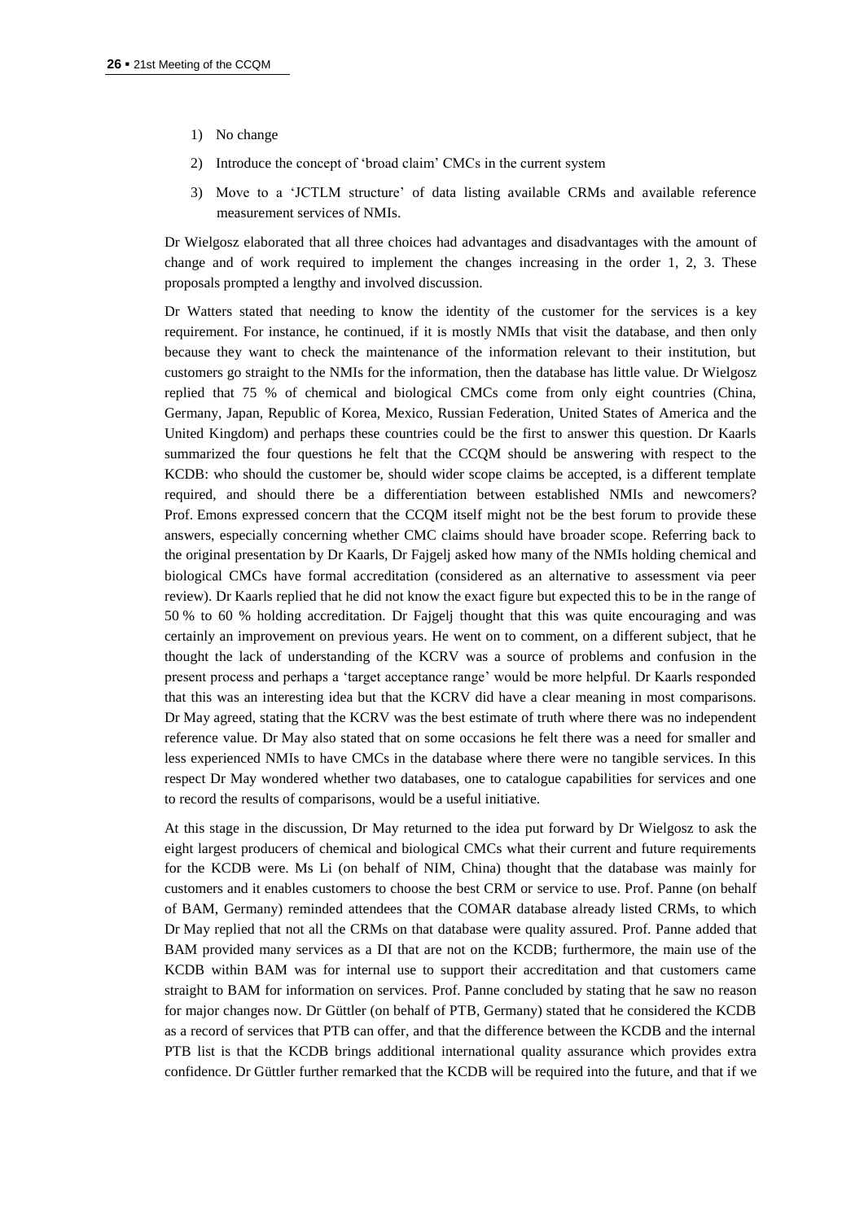1) No change
2) Introduce the concept of 'broad claim' CMCs in the current system
3) Move to a 'JCTLM structure' of data listing available CRMs and available reference measurement services of NMIs.

Dr Wielgosz elaborated that all three choices had advantages and disadvantages with the amount of change and of work required to implement the changes increasing in the order 1, 2, 3. These proposals prompted a lengthy and involved discussion.

Dr Watters stated that needing to know the identity of the customer for the services is a key requirement. For instance, he continued, if it is mostly NMIs that visit the database, and then only because they want to check the maintenance of the information relevant to their institution, but customers go straight to the NMIs for the information, then the database has little value. Dr Wielgosz replied that 75 % of chemical and biological CMCs come from only eight countries (China, Germany, Japan, Republic of Korea, Mexico, Russian Federation, United States of America and the United Kingdom) and perhaps these countries could be the first to answer this question. Dr Kaarls summarized the four questions he felt that the CCQM should be answering with respect to the KCDB: who should the customer be, should wider scope claims be accepted, is a different template required, and should there be a differentiation between established NMIs and newcomers? Prof. Emons expressed concern that the CCQM itself might not be the best forum to provide these answers, especially concerning whether CMC claims should have broader scope. Referring back to the original presentation by Dr Kaarls, Dr Fajgelj asked how many of the NMIs holding chemical and biological CMCs have formal accreditation (considered as an alternative to assessment via peer review). Dr Kaarls replied that he did not know the exact figure but expected this to be in the range of 50 % to 60 % holding accreditation. Dr Fajgelj thought that this was quite encouraging and was certainly an improvement on previous years. He went on to comment, on a different subject, that he thought the lack of understanding of the KCRV was a source of problems and confusion in the present process and perhaps a 'target acceptance range' would be more helpful. Dr Kaarls responded that this was an interesting idea but that the KCRV did have a clear meaning in most comparisons. Dr May agreed, stating that the KCRV was the best estimate of truth where there was no independent reference value. Dr May also stated that on some occasions he felt there was a need for smaller and less experienced NMIs to have CMCs in the database where there were no tangible services. In this respect Dr May wondered whether two databases, one to catalogue capabilities for services and one to record the results of comparisons, would be a useful initiative.

At this stage in the discussion, Dr May returned to the idea put forward by Dr Wielgosz to ask the eight largest producers of chemical and biological CMCs what their current and future requirements for the KCDB were. Ms Li (on behalf of NIM, China) thought that the database was mainly for customers and it enables customers to choose the best CRM or service to use. Prof. Panne (on behalf of BAM, Germany) reminded attendees that the COMAR database already listed CRMs, to which Dr May replied that not all the CRMs on that database were quality assured. Prof. Panne added that BAM provided many services as a DI that are not on the KCDB; furthermore, the main use of the KCDB within BAM was for internal use to support their accreditation and that customers came straight to BAM for information on services. Prof. Panne concluded by stating that he saw no reason for major changes now. Dr Güttler (on behalf of PTB, Germany) stated that he considered the KCDB as a record of services that PTB can offer, and that the difference between the KCDB and the internal PTB list is that the KCDB brings additional international quality assurance which provides extra confidence. Dr Güttler further remarked that the KCDB will be required into the future, and that if we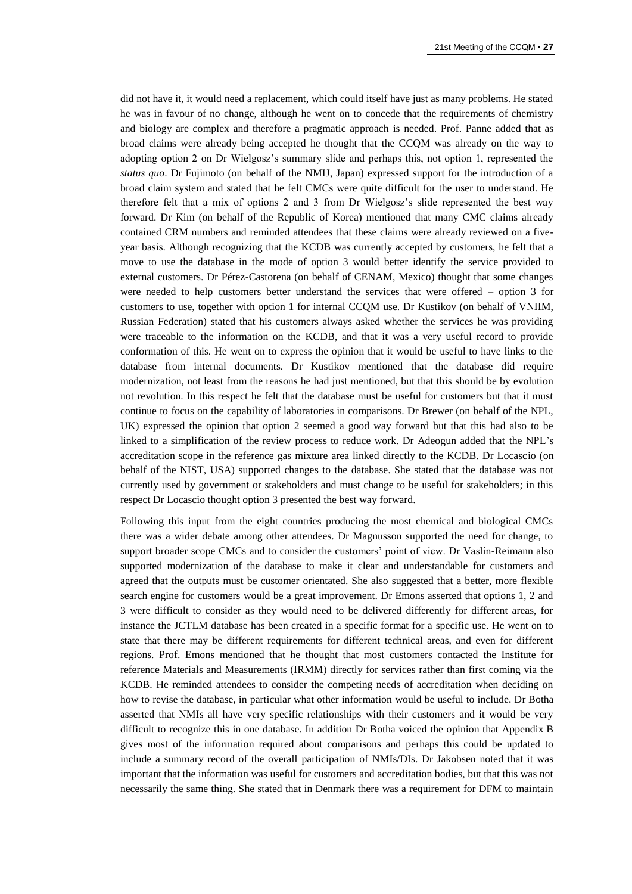did not have it, it would need a replacement, which could itself have just as many problems. He stated he was in favour of no change, although he went on to concede that the requirements of chemistry and biology are complex and therefore a pragmatic approach is needed. Prof. Panne added that as broad claims were already being accepted he thought that the CCQM was already on the way to adopting option 2 on Dr Wielgosz's summary slide and perhaps this, not option 1, represented the *status quo*. Dr Fujimoto (on behalf of the NMIJ, Japan) expressed support for the introduction of a broad claim system and stated that he felt CMCs were quite difficult for the user to understand. He therefore felt that a mix of options 2 and 3 from Dr Wielgosz's slide represented the best way forward. Dr Kim (on behalf of the Republic of Korea) mentioned that many CMC claims already contained CRM numbers and reminded attendees that these claims were already reviewed on a five-year basis. Although recognizing that the KCDB was currently accepted by customers, he felt that a move to use the database in the mode of option 3 would better identify the service provided to external customers. Dr Pérez-Castorena (on behalf of CENAM, Mexico) thought that some changes were needed to help customers better understand the services that were offered – option 3 for customers to use, together with option 1 for internal CCQM use. Dr Kustikov (on behalf of VNIIM, Russian Federation) stated that his customers always asked whether the services he was providing were traceable to the information on the KCDB, and that it was a very useful record to provide conformation of this. He went on to express the opinion that it would be useful to have links to the database from internal documents. Dr Kustikov mentioned that the database did require modernization, not least from the reasons he had just mentioned, but that this should be by evolution not revolution. In this respect he felt that the database must be useful for customers but that it must continue to focus on the capability of laboratories in comparisons. Dr Brewer (on behalf of the NPL, UK) expressed the opinion that option 2 seemed a good way forward but that this had also to be linked to a simplification of the review process to reduce work. Dr Adeogun added that the NPL's accreditation scope in the reference gas mixture area linked directly to the KCDB. Dr Locascio (on behalf of the NIST, USA) supported changes to the database. She stated that the database was not currently used by government or stakeholders and must change to be useful for stakeholders; in this respect Dr Locascio thought option 3 presented the best way forward.

Following this input from the eight countries producing the most chemical and biological CMCs there was a wider debate among other attendees. Dr Magnusson supported the need for change, to support broader scope CMCs and to consider the customers' point of view. Dr Vaslin-Reimann also supported modernization of the database to make it clear and understandable for customers and agreed that the outputs must be customer orientated. She also suggested that a better, more flexible search engine for customers would be a great improvement. Dr Emons asserted that options 1, 2 and 3 were difficult to consider as they would need to be delivered differently for different areas, for instance the JCTLM database has been created in a specific format for a specific use. He went on to state that there may be different requirements for different technical areas, and even for different regions. Prof. Emons mentioned that he thought that most customers contacted the Institute for reference Materials and Measurements (IRMM) directly for services rather than first coming via the KCDB. He reminded attendees to consider the competing needs of accreditation when deciding on how to revise the database, in particular what other information would be useful to include. Dr Botha asserted that NMIs all have very specific relationships with their customers and it would be very difficult to recognize this in one database. In addition Dr Botha voiced the opinion that Appendix B gives most of the information required about comparisons and perhaps this could be updated to include a summary record of the overall participation of NMIs/DIs. Dr Jakobsen noted that it was important that the information was useful for customers and accreditation bodies, but that this was not necessarily the same thing. She stated that in Denmark there was a requirement for DFM to maintain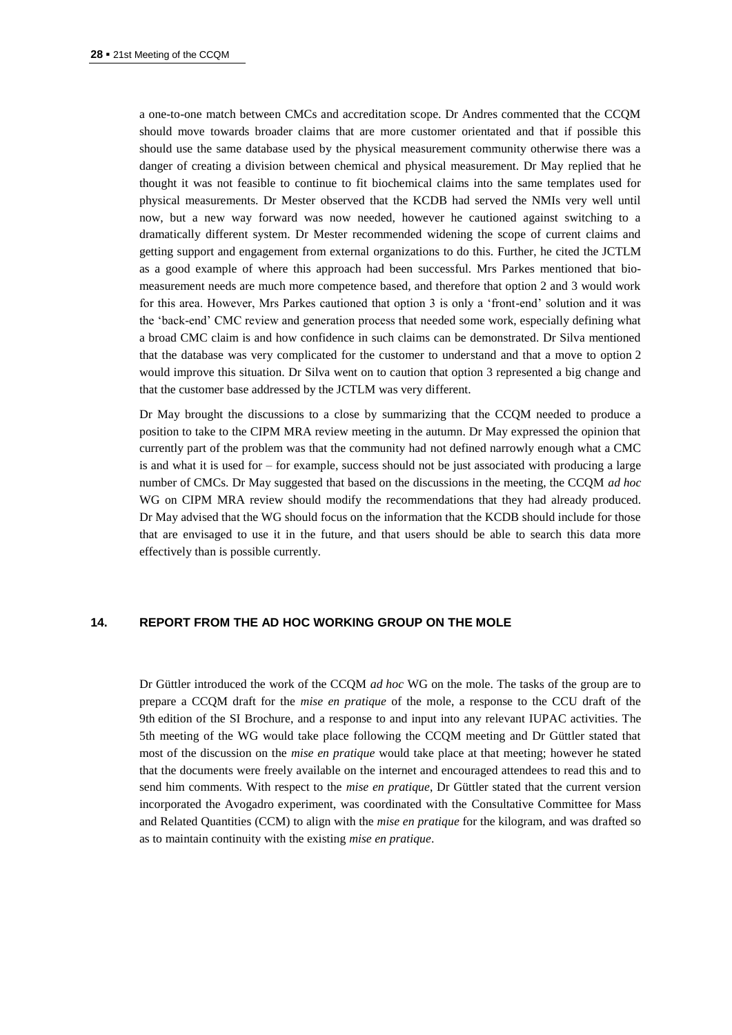a one-to-one match between CMCs and accreditation scope. Dr Andres commented that the CCQM should move towards broader claims that are more customer orientated and that if possible this should use the same database used by the physical measurement community otherwise there was a danger of creating a division between chemical and physical measurement. Dr May replied that he thought it was not feasible to continue to fit biochemical claims into the same templates used for physical measurements. Dr Mester observed that the KCDB had served the NMIs very well until now, but a new way forward was now needed, however he cautioned against switching to a dramatically different system. Dr Mester recommended widening the scope of current claims and getting support and engagement from external organizations to do this. Further, he cited the JCTLM as a good example of where this approach had been successful. Mrs Parkes mentioned that bio-measurement needs are much more competence based, and therefore that option 2 and 3 would work for this area. However, Mrs Parkes cautioned that option 3 is only a 'front-end' solution and it was the 'back-end' CMC review and generation process that needed some work, especially defining what a broad CMC claim is and how confidence in such claims can be demonstrated. Dr Silva mentioned that the database was very complicated for the customer to understand and that a move to option 2 would improve this situation. Dr Silva went on to caution that option 3 represented a big change and that the customer base addressed by the JCTLM was very different.

Dr May brought the discussions to a close by summarizing that the CCQM needed to produce a position to take to the CIPM MRA review meeting in the autumn. Dr May expressed the opinion that currently part of the problem was that the community had not defined narrowly enough what a CMC is and what it is used for – for example, success should not be just associated with producing a large number of CMCs. Dr May suggested that based on the discussions in the meeting, the CCQM *ad hoc* WG on CIPM MRA review should modify the recommendations that they had already produced. Dr May advised that the WG should focus on the information that the KCDB should include for those that are envisaged to use it in the future, and that users should be able to search this data more effectively than is possible currently.

## 14. REPORT FROM THE AD HOC WORKING GROUP ON THE MOLE

Dr Güttler introduced the work of the CCQM *ad hoc* WG on the mole. The tasks of the group are to prepare a CCQM draft for the *mise en pratique* of the mole, a response to the CCU draft of the 9th edition of the SI Brochure, and a response to and input into any relevant IUPAC activities. The 5th meeting of the WG would take place following the CCQM meeting and Dr Güttler stated that most of the discussion on the *mise en pratique* would take place at that meeting; however he stated that the documents were freely available on the internet and encouraged attendees to read this and to send him comments. With respect to the *mise en pratique*, Dr Güttler stated that the current version incorporated the Avogadro experiment, was coordinated with the Consultative Committee for Mass and Related Quantities (CCM) to align with the *mise en pratique* for the kilogram, and was drafted so as to maintain continuity with the existing *mise en pratique*.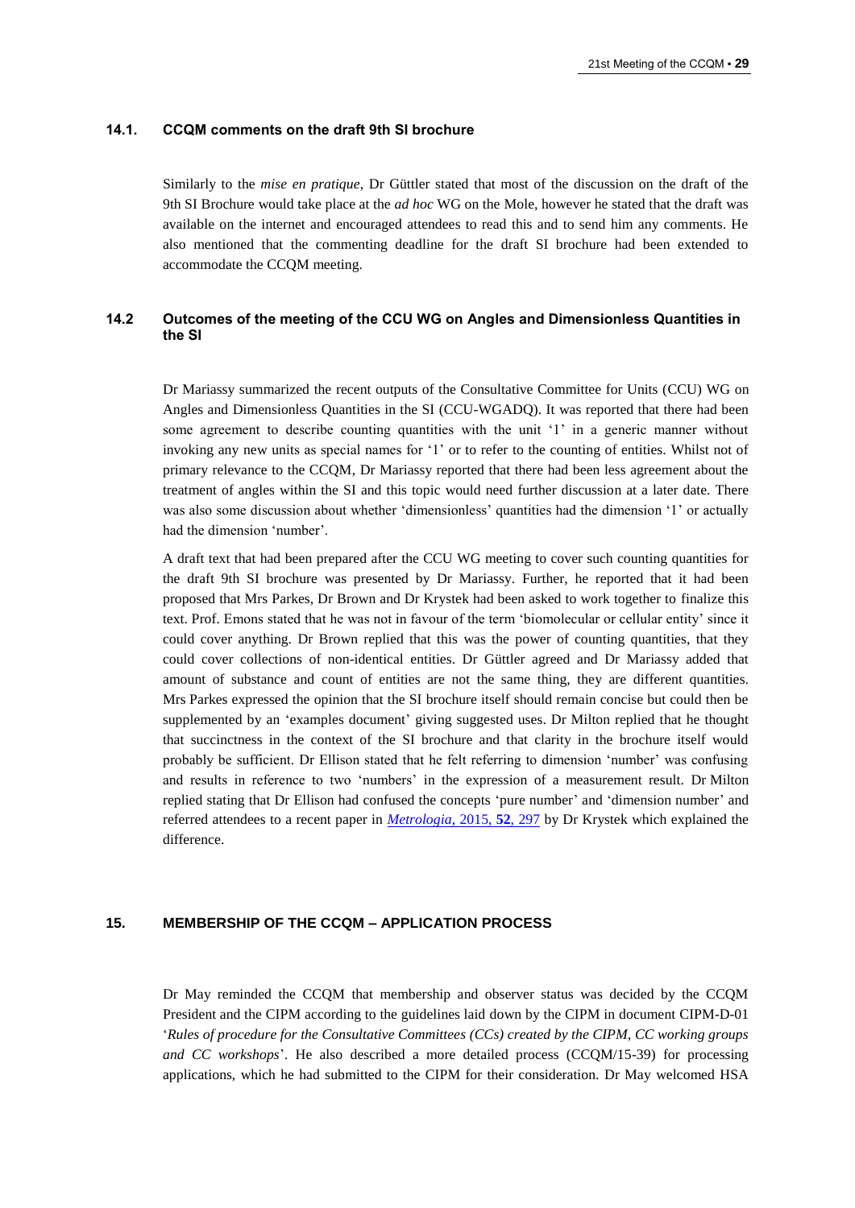### 14.1. CCQM comments on the draft 9th SI brochure

Similarly to the *mise en pratique*, Dr Güttler stated that most of the discussion on the draft of the 9th SI Brochure would take place at the *ad hoc* WG on the Mole, however he stated that the draft was available on the internet and encouraged attendees to read this and to send him any comments. He also mentioned that the commenting deadline for the draft SI brochure had been extended to accommodate the CCQM meeting.

### 14.2 Outcomes of the meeting of the CCU WG on Angles and Dimensionless Quantities in the SI

Dr Mariassy summarized the recent outputs of the Consultative Committee for Units (CCU) WG on Angles and Dimensionless Quantities in the SI (CCU-WGADQ). It was reported that there had been some agreement to describe counting quantities with the unit '1' in a generic manner without invoking any new units as special names for '1' or to refer to the counting of entities. Whilst not of primary relevance to the CCQM, Dr Mariassy reported that there had been less agreement about the treatment of angles within the SI and this topic would need further discussion at a later date. There was also some discussion about whether 'dimensionless' quantities had the dimension '1' or actually had the dimension 'number'.

A draft text that had been prepared after the CCU WG meeting to cover such counting quantities for the draft 9th SI brochure was presented by Dr Mariassy. Further, he reported that it had been proposed that Mrs Parkes, Dr Brown and Dr Krystek had been asked to work together to finalize this text. Prof. Emons stated that he was not in favour of the term 'biomolecular or cellular entity' since it could cover anything. Dr Brown replied that this was the power of counting quantities, that they could cover collections of non-identical entities. Dr Güttler agreed and Dr Mariassy added that amount of substance and count of entities are not the same thing, they are different quantities. Mrs Parkes expressed the opinion that the SI brochure itself should remain concise but could then be supplemented by an 'examples document' giving suggested uses. Dr Milton replied that he thought that succinctness in the context of the SI brochure and that clarity in the brochure itself would probably be sufficient. Dr Ellison stated that he felt referring to dimension 'number' was confusing and results in reference to two 'numbers' in the expression of a measurement result. Dr Milton replied stating that Dr Ellison had confused the concepts 'pure number' and 'dimension number' and referred attendees to a recent paper in *Metrologia*, 2015, **52**, 297 by Dr Krystek which explained the difference.

## 15. MEMBERSHIP OF THE CCQM – APPLICATION PROCESS

Dr May reminded the CCQM that membership and observer status was decided by the CCQM President and the CIPM according to the guidelines laid down by the CIPM in document CIPM-D-01 '*Rules of procedure for the Consultative Committees (CCs) created by the CIPM, CC working groups and CC workshops*'. He also described a more detailed process (CCQM/15-39) for processing applications, which he had submitted to the CIPM for their consideration. Dr May welcomed HSA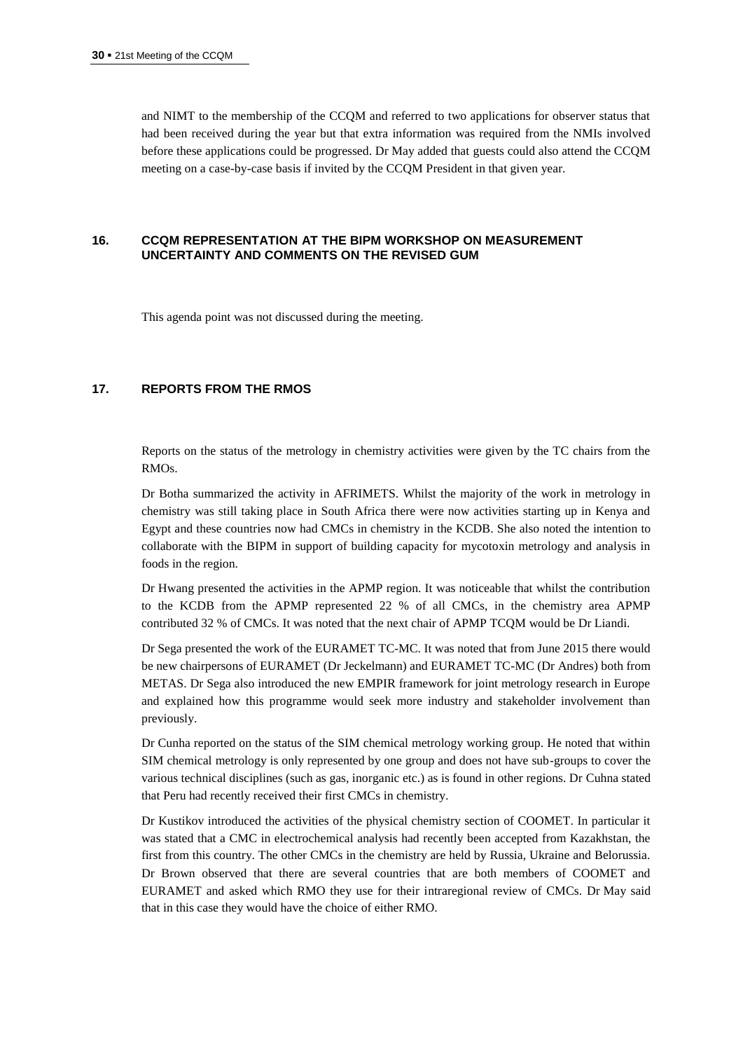and NIMT to the membership of the CCQM and referred to two applications for observer status that had been received during the year but that extra information was required from the NMIs involved before these applications could be progressed. Dr May added that guests could also attend the CCQM meeting on a case-by-case basis if invited by the CCQM President in that given year.

## 16. CCQM REPRESENTATION AT THE BIPM WORKSHOP ON MEASUREMENT UNCERTAINTY AND COMMENTS ON THE REVISED GUM

This agenda point was not discussed during the meeting.

## 17. REPORTS FROM THE RMOS

Reports on the status of the metrology in chemistry activities were given by the TC chairs from the RMOs.

Dr Botha summarized the activity in AFRIMETS. Whilst the majority of the work in metrology in chemistry was still taking place in South Africa there were now activities starting up in Kenya and Egypt and these countries now had CMCs in chemistry in the KCDB. She also noted the intention to collaborate with the BIPM in support of building capacity for mycotoxin metrology and analysis in foods in the region.

Dr Hwang presented the activities in the APMP region. It was noticeable that whilst the contribution to the KCDB from the APMP represented 22 % of all CMCs, in the chemistry area APMP contributed 32 % of CMCs. It was noted that the next chair of APMP TCQM would be Dr Liandi.

Dr Sega presented the work of the EURAMET TC-MC. It was noted that from June 2015 there would be new chairpersons of EURAMET (Dr Jeckelmann) and EURAMET TC-MC (Dr Andres) both from METAS. Dr Sega also introduced the new EMPIR framework for joint metrology research in Europe and explained how this programme would seek more industry and stakeholder involvement than previously.

Dr Cunha reported on the status of the SIM chemical metrology working group. He noted that within SIM chemical metrology is only represented by one group and does not have sub-groups to cover the various technical disciplines (such as gas, inorganic etc.) as is found in other regions. Dr Cuhna stated that Peru had recently received their first CMCs in chemistry.

Dr Kustikov introduced the activities of the physical chemistry section of COOMET. In particular it was stated that a CMC in electrochemical analysis had recently been accepted from Kazakhstan, the first from this country. The other CMCs in the chemistry are held by Russia, Ukraine and Belorussia. Dr Brown observed that there are several countries that are both members of COOMET and EURAMET and asked which RMO they use for their intraregional review of CMCs. Dr May said that in this case they would have the choice of either RMO.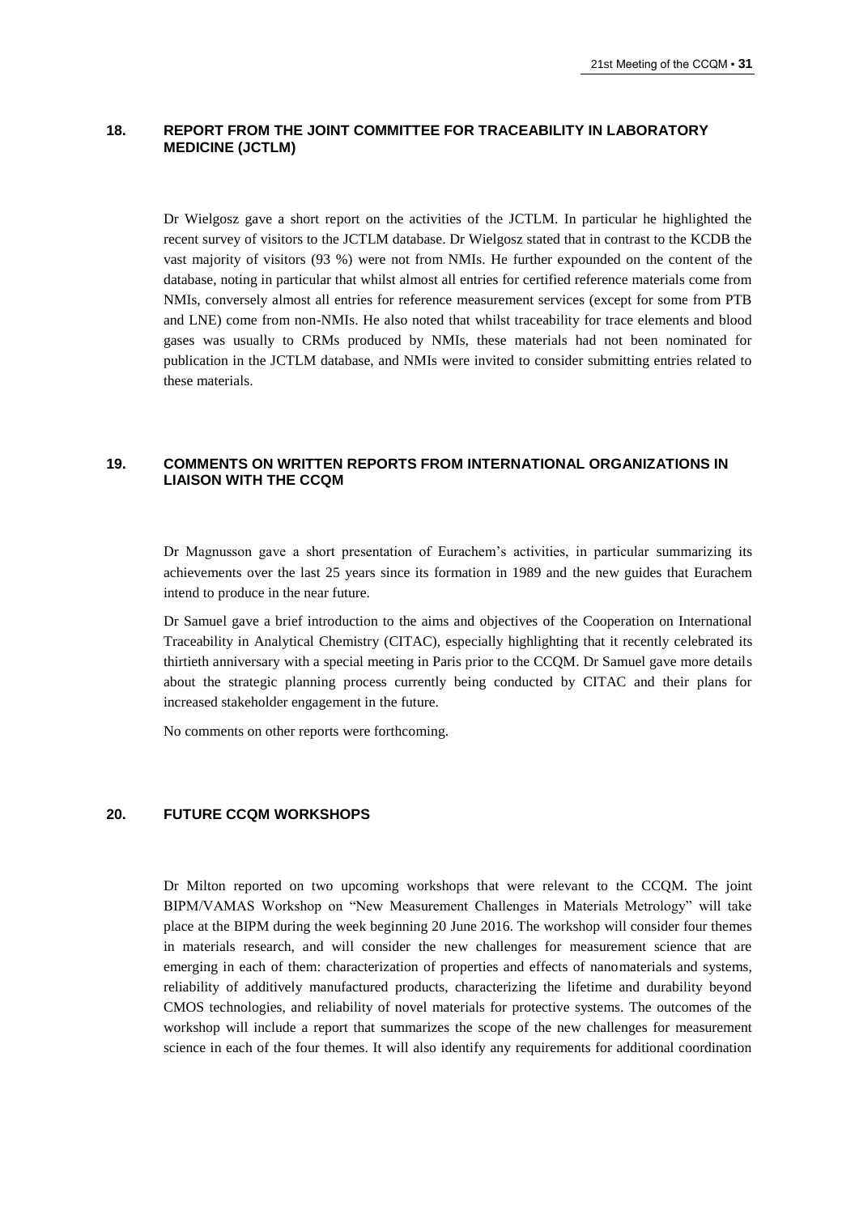## 18. REPORT FROM THE JOINT COMMITTEE FOR TRACEABILITY IN LABORATORY MEDICINE (JCTLM)

Dr Wielgosz gave a short report on the activities of the JCTLM. In particular he highlighted the recent survey of visitors to the JCTLM database. Dr Wielgosz stated that in contrast to the KCDB the vast majority of visitors (93 %) were not from NMIs. He further expounded on the content of the database, noting in particular that whilst almost all entries for certified reference materials come from NMIs, conversely almost all entries for reference measurement services (except for some from PTB and LNE) come from non-NMIs. He also noted that whilst traceability for trace elements and blood gases was usually to CRMs produced by NMIs, these materials had not been nominated for publication in the JCTLM database, and NMIs were invited to consider submitting entries related to these materials.

## 19. COMMENTS ON WRITTEN REPORTS FROM INTERNATIONAL ORGANIZATIONS IN LIAISON WITH THE CCQM

Dr Magnusson gave a short presentation of Eurachem's activities, in particular summarizing its achievements over the last 25 years since its formation in 1989 and the new guides that Eurachem intend to produce in the near future.

Dr Samuel gave a brief introduction to the aims and objectives of the Cooperation on International Traceability in Analytical Chemistry (CITAC), especially highlighting that it recently celebrated its thirtieth anniversary with a special meeting in Paris prior to the CCQM. Dr Samuel gave more details about the strategic planning process currently being conducted by CITAC and their plans for increased stakeholder engagement in the future.

No comments on other reports were forthcoming.

## 20. FUTURE CCQM WORKSHOPS

Dr Milton reported on two upcoming workshops that were relevant to the CCQM. The joint BIPM/VAMAS Workshop on "New Measurement Challenges in Materials Metrology" will take place at the BIPM during the week beginning 20 June 2016. The workshop will consider four themes in materials research, and will consider the new challenges for measurement science that are emerging in each of them: characterization of properties and effects of nanomaterials and systems, reliability of additively manufactured products, characterizing the lifetime and durability beyond CMOS technologies, and reliability of novel materials for protective systems. The outcomes of the workshop will include a report that summarizes the scope of the new challenges for measurement science in each of the four themes. It will also identify any requirements for additional coordination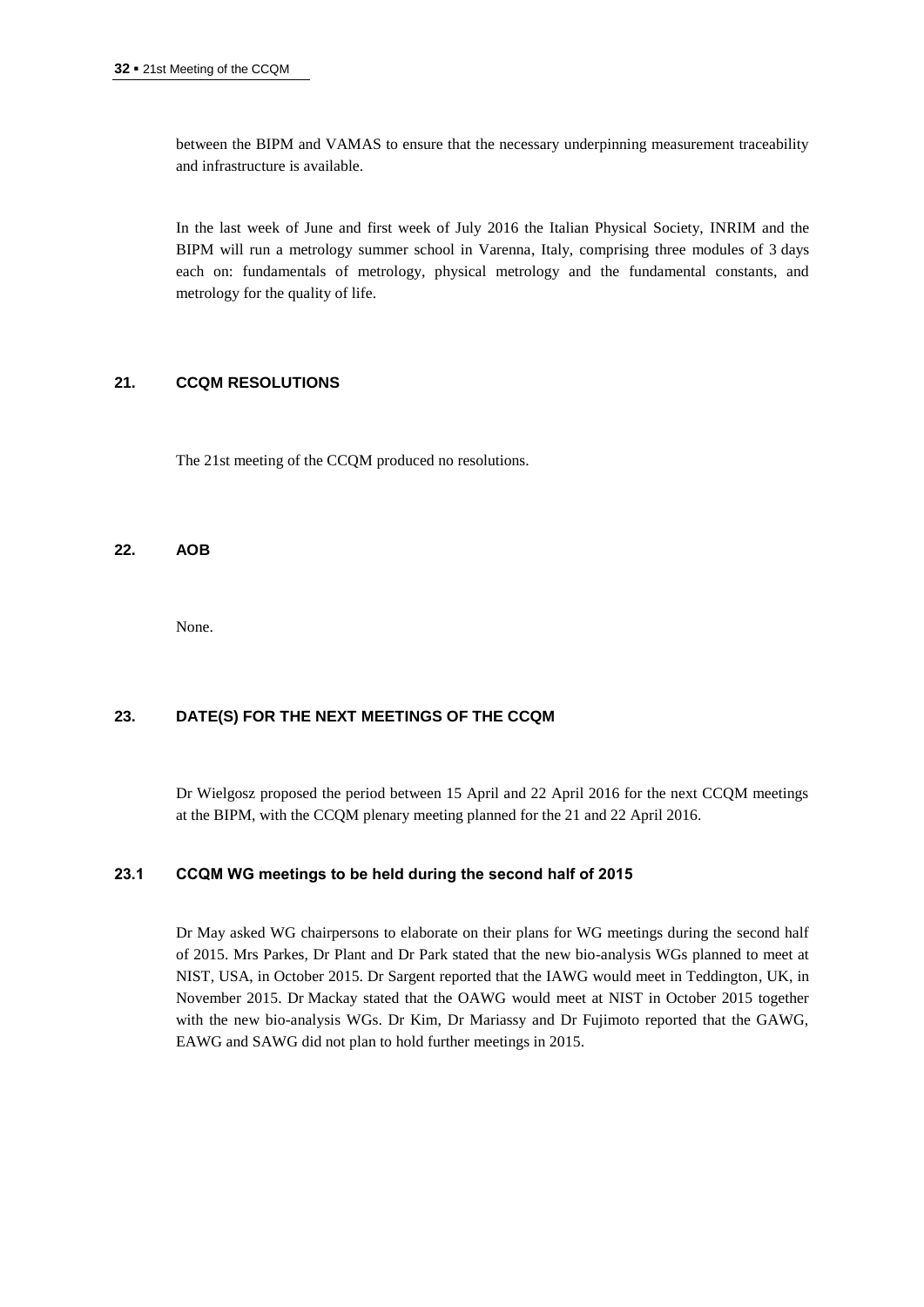between the BIPM and VAMAS to ensure that the necessary underpinning measurement traceability and infrastructure is available.

In the last week of June and first week of July 2016 the Italian Physical Society, INRIM and the BIPM will run a metrology summer school in Varenna, Italy, comprising three modules of 3 days each on: fundamentals of metrology, physical metrology and the fundamental constants, and metrology for the quality of life.

## 21. CCQM RESOLUTIONS

The 21st meeting of the CCQM produced no resolutions.

## 22. AOB

None.

## 23. DATE(S) FOR THE NEXT MEETINGS OF THE CCQM

Dr Wielgosz proposed the period between 15 April and 22 April 2016 for the next CCQM meetings at the BIPM, with the CCQM plenary meeting planned for the 21 and 22 April 2016.

### 23.1 CCQM WG meetings to be held during the second half of 2015

Dr May asked WG chairpersons to elaborate on their plans for WG meetings during the second half of 2015. Mrs Parkes, Dr Plant and Dr Park stated that the new bio-analysis WGs planned to meet at NIST, USA, in October 2015. Dr Sargent reported that the IAWG would meet in Teddington, UK, in November 2015. Dr Mackay stated that the OAWG would meet at NIST in October 2015 together with the new bio-analysis WGs. Dr Kim, Dr Mariassy and Dr Fujimoto reported that the GAWG, EAWG and SAWG did not plan to hold further meetings in 2015.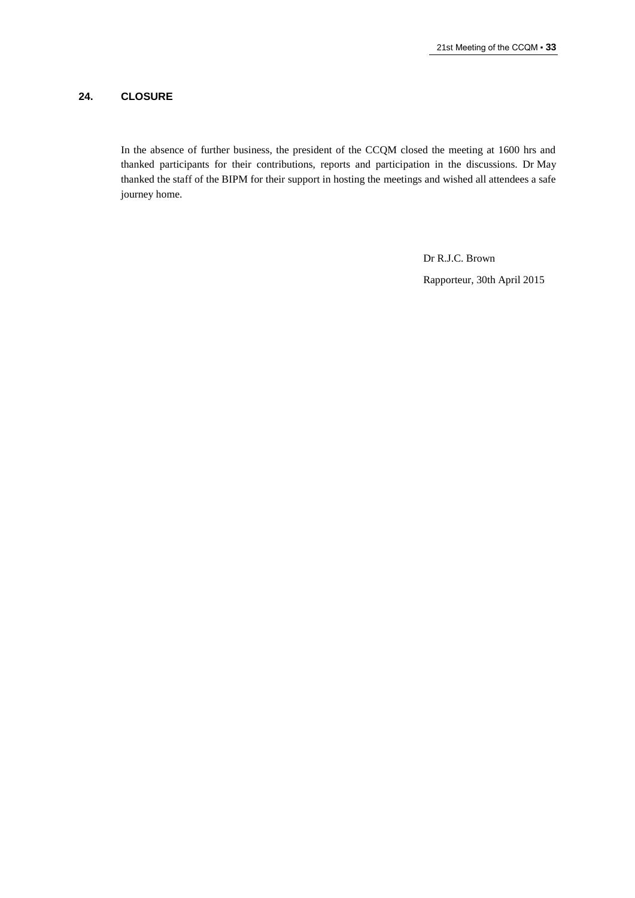## 24. CLOSURE

In the absence of further business, the president of the CCQM closed the meeting at 1600 hrs and thanked participants for their contributions, reports and participation in the discussions. Dr May thanked the staff of the BIPM for their support in hosting the meetings and wished all attendees a safe journey home.

Dr R.J.C. Brown

Rapporteur, 30th April 2015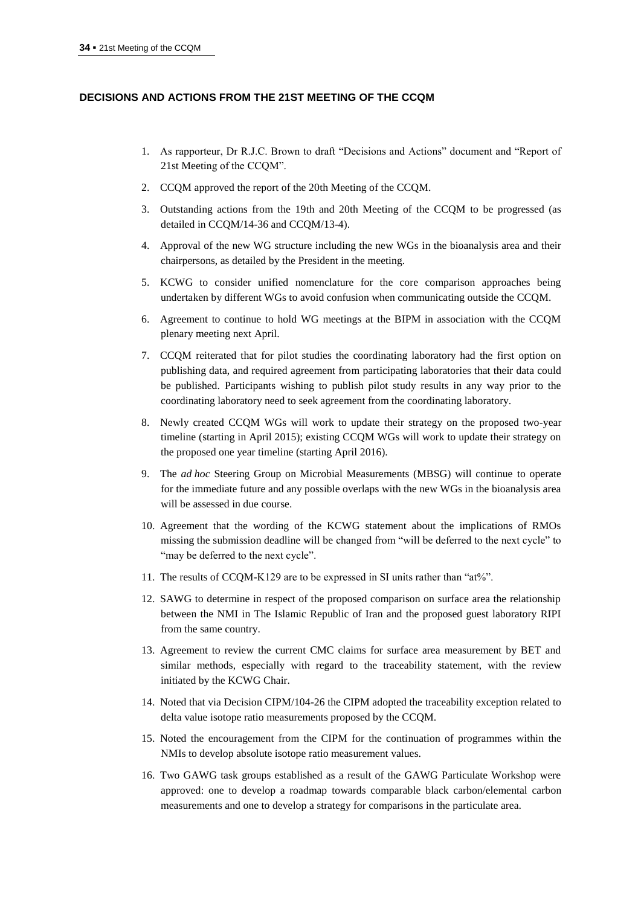## DECISIONS AND ACTIONS FROM THE 21ST MEETING OF THE CCQM

1. As rapporteur, Dr R.J.C. Brown to draft "Decisions and Actions" document and "Report of 21st Meeting of the CCQM".
2. CCQM approved the report of the 20th Meeting of the CCQM.
3. Outstanding actions from the 19th and 20th Meeting of the CCQM to be progressed (as detailed in CCQM/14-36 and CCQM/13-4).
4. Approval of the new WG structure including the new WGs in the bioanalysis area and their chairpersons, as detailed by the President in the meeting.
5. KCWG to consider unified nomenclature for the core comparison approaches being undertaken by different WGs to avoid confusion when communicating outside the CCQM.
6. Agreement to continue to hold WG meetings at the BIPM in association with the CCQM plenary meeting next April.
7. CCQM reiterated that for pilot studies the coordinating laboratory had the first option on publishing data, and required agreement from participating laboratories that their data could be published. Participants wishing to publish pilot study results in any way prior to the coordinating laboratory need to seek agreement from the coordinating laboratory.
8. Newly created CCQM WGs will work to update their strategy on the proposed two-year timeline (starting in April 2015); existing CCQM WGs will work to update their strategy on the proposed one year timeline (starting April 2016).
9. The *ad hoc* Steering Group on Microbial Measurements (MBSG) will continue to operate for the immediate future and any possible overlaps with the new WGs in the bioanalysis area will be assessed in due course.
10. Agreement that the wording of the KCWG statement about the implications of RMOs missing the submission deadline will be changed from "will be deferred to the next cycle" to "may be deferred to the next cycle".
11. The results of CCQM-K129 are to be expressed in SI units rather than "at%".
12. SAWG to determine in respect of the proposed comparison on surface area the relationship between the NMI in The Islamic Republic of Iran and the proposed guest laboratory RIPI from the same country.
13. Agreement to review the current CMC claims for surface area measurement by BET and similar methods, especially with regard to the traceability statement, with the review initiated by the KCWG Chair.
14. Noted that via Decision CIPM/104-26 the CIPM adopted the traceability exception related to delta value isotope ratio measurements proposed by the CCQM.
15. Noted the encouragement from the CIPM for the continuation of programmes within the NMIs to develop absolute isotope ratio measurement values.
16. Two GAWG task groups established as a result of the GAWG Particulate Workshop were approved: one to develop a roadmap towards comparable black carbon/elemental carbon measurements and one to develop a strategy for comparisons in the particulate area.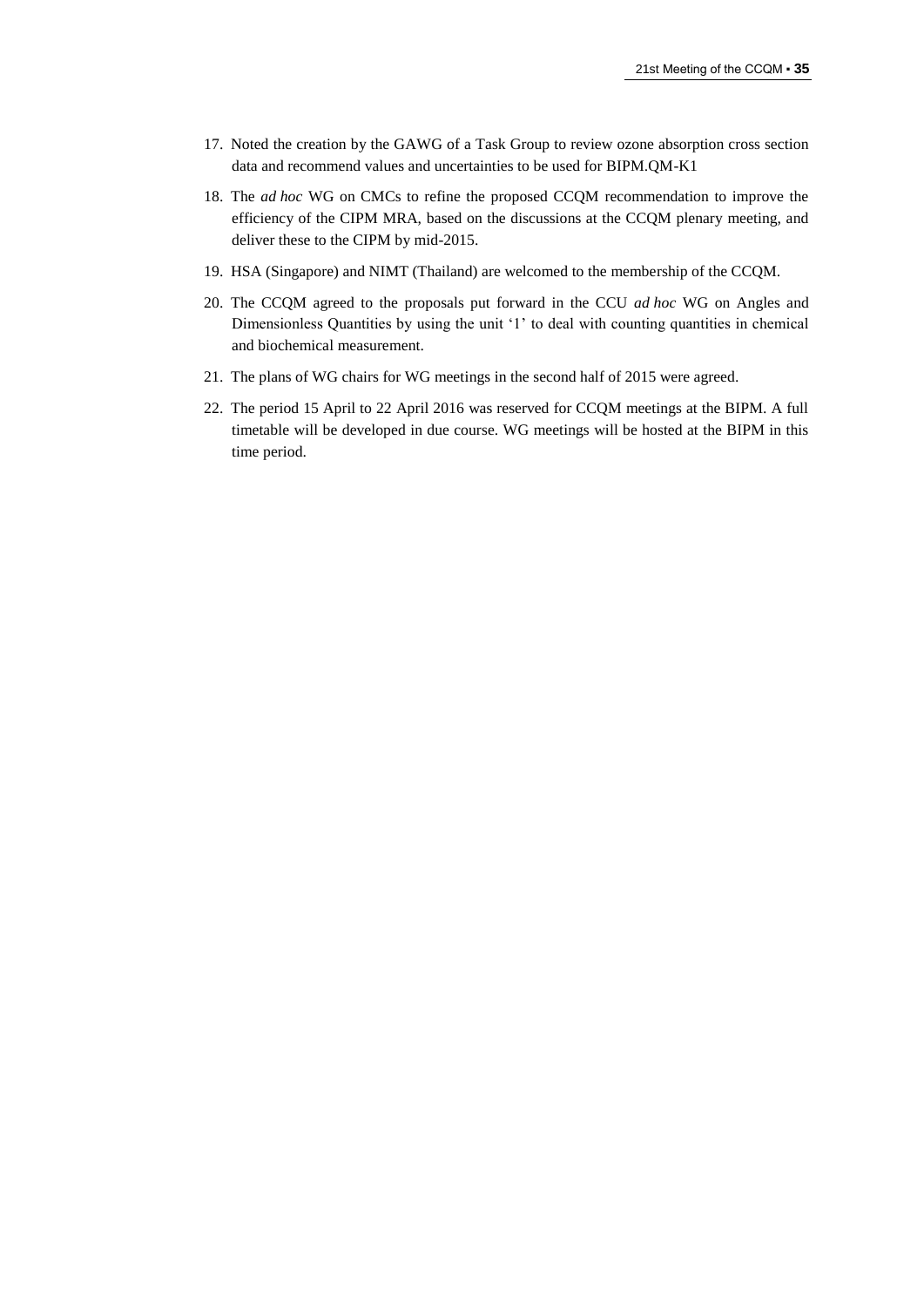17. Noted the creation by the GAWG of a Task Group to review ozone absorption cross section data and recommend values and uncertainties to be used for BIPM.QM-K1

18. The *ad hoc* WG on CMCs to refine the proposed CCQM recommendation to improve the efficiency of the CIPM MRA, based on the discussions at the CCQM plenary meeting, and deliver these to the CIPM by mid-2015.

19. HSA (Singapore) and NIMT (Thailand) are welcomed to the membership of the CCQM.

20. The CCQM agreed to the proposals put forward in the CCU *ad hoc* WG on Angles and Dimensionless Quantities by using the unit '1' to deal with counting quantities in chemical and biochemical measurement.

21. The plans of WG chairs for WG meetings in the second half of 2015 were agreed.

22. The period 15 April to 22 April 2016 was reserved for CCQM meetings at the BIPM. A full timetable will be developed in due course. WG meetings will be hosted at the BIPM in this time period.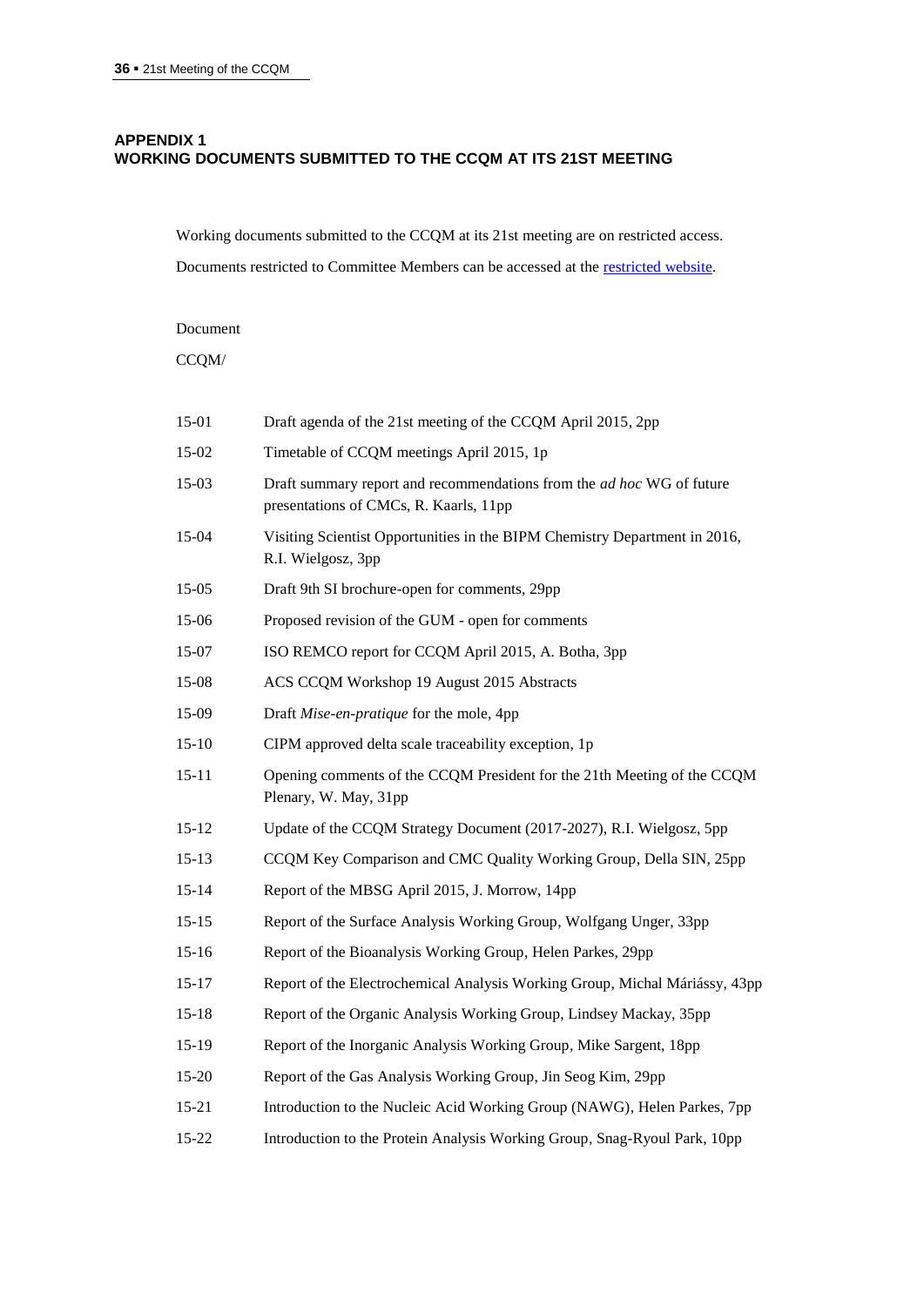## APPENDIX 1
## WORKING DOCUMENTS SUBMITTED TO THE CCQM AT ITS 21ST MEETING

Working documents submitted to the CCQM at its 21st meeting are on restricted access.

Documents restricted to Committee Members can be accessed at the restricted website.

Document

CCQM/

| | |
|---|---|
| 15-01 | Draft agenda of the 21st meeting of the CCQM April 2015, 2pp |
| 15-02 | Timetable of CCQM meetings April 2015, 1p |
| 15-03 | Draft summary report and recommendations from the *ad hoc* WG of future presentations of CMCs, R. Kaarls, 11pp |
| 15-04 | Visiting Scientist Opportunities in the BIPM Chemistry Department in 2016, R.I. Wielgosz, 3pp |
| 15-05 | Draft 9th SI brochure-open for comments, 29pp |
| 15-06 | Proposed revision of the GUM - open for comments |
| 15-07 | ISO REMCO report for CCQM April 2015, A. Botha, 3pp |
| 15-08 | ACS CCQM Workshop 19 August 2015 Abstracts |
| 15-09 | Draft *Mise-en-pratique* for the mole, 4pp |
| 15-10 | CIPM approved delta scale traceability exception, 1p |
| 15-11 | Opening comments of the CCQM President for the 21th Meeting of the CCQM Plenary, W. May, 31pp |
| 15-12 | Update of the CCQM Strategy Document (2017-2027), R.I. Wielgosz, 5pp |
| 15-13 | CCQM Key Comparison and CMC Quality Working Group, Della SIN, 25pp |
| 15-14 | Report of the MBSG April 2015, J. Morrow, 14pp |
| 15-15 | Report of the Surface Analysis Working Group, Wolfgang Unger, 33pp |
| 15-16 | Report of the Bioanalysis Working Group, Helen Parkes, 29pp |
| 15-17 | Report of the Electrochemical Analysis Working Group, Michal Máriássy, 43pp |
| 15-18 | Report of the Organic Analysis Working Group, Lindsey Mackay, 35pp |
| 15-19 | Report of the Inorganic Analysis Working Group, Mike Sargent, 18pp |
| 15-20 | Report of the Gas Analysis Working Group, Jin Seog Kim, 29pp |
| 15-21 | Introduction to the Nucleic Acid Working Group (NAWG), Helen Parkes, 7pp |
| 15-22 | Introduction to the Protein Analysis Working Group, Snag-Ryoul Park, 10pp |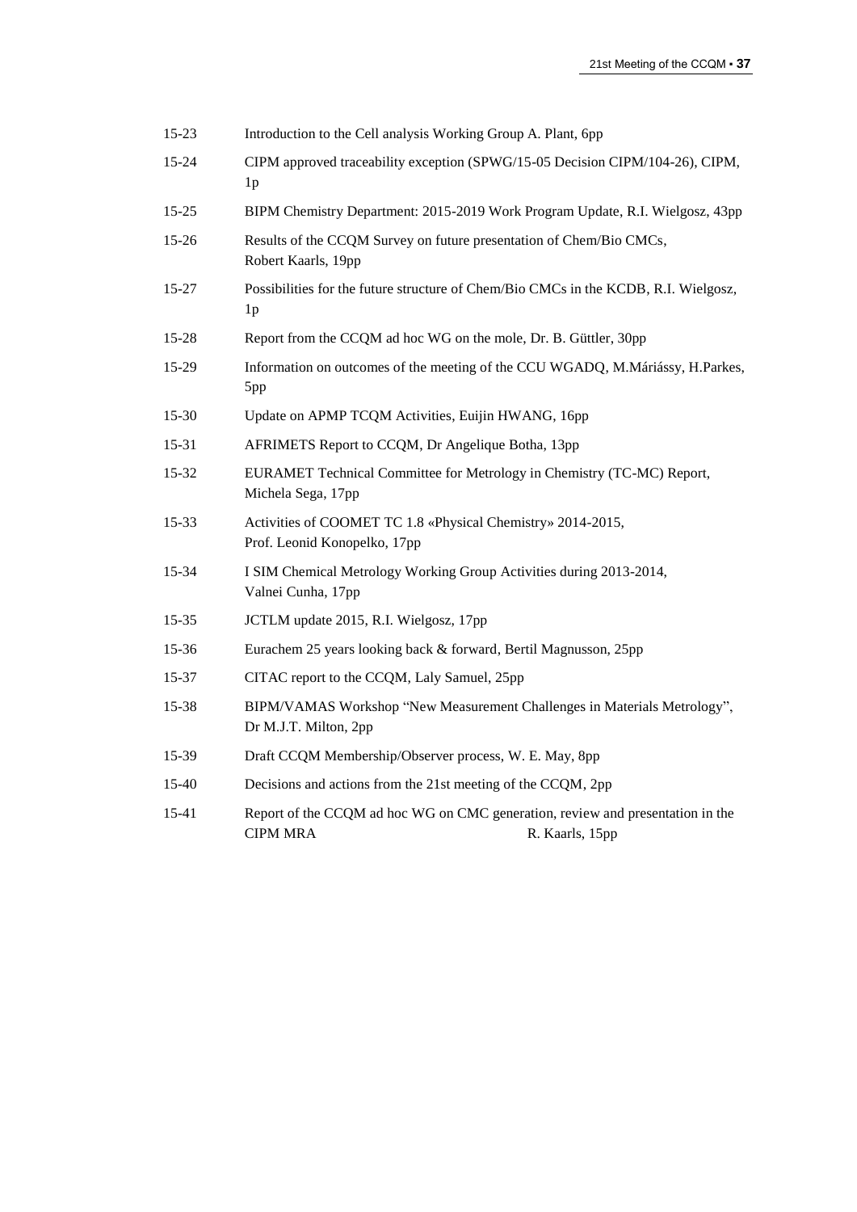| | |
|---|---|
| 15-23 | Introduction to the Cell analysis Working Group A. Plant, 6pp |
| 15-24 | CIPM approved traceability exception (SPWG/15-05 Decision CIPM/104-26), CIPM, 1p |
| 15-25 | BIPM Chemistry Department: 2015-2019 Work Program Update, R.I. Wielgosz, 43pp |
| 15-26 | Results of the CCQM Survey on future presentation of Chem/Bio CMCs, Robert Kaarls, 19pp |
| 15-27 | Possibilities for the future structure of Chem/Bio CMCs in the KCDB, R.I. Wielgosz, 1p |
| 15-28 | Report from the CCQM ad hoc WG on the mole, Dr. B. Güttler, 30pp |
| 15-29 | Information on outcomes of the meeting of the CCU WGADQ, M.Máriássy, H.Parkes, 5pp |
| 15-30 | Update on APMP TCQM Activities, Euijin HWANG, 16pp |
| 15-31 | AFRIMETS Report to CCQM, Dr Angelique Botha, 13pp |
| 15-32 | EURAMET Technical Committee for Metrology in Chemistry (TC-MC) Report, Michela Sega, 17pp |
| 15-33 | Activities of COOMET TC 1.8 «Physical Chemistry» 2014-2015, Prof. Leonid Konopelko, 17pp |
| 15-34 | I SIM Chemical Metrology Working Group Activities during 2013-2014, Valnei Cunha, 17pp |
| 15-35 | JCTLM update 2015, R.I. Wielgosz, 17pp |
| 15-36 | Eurachem 25 years looking back & forward, Bertil Magnusson, 25pp |
| 15-37 | CITAC report to the CCQM, Laly Samuel, 25pp |
| 15-38 | BIPM/VAMAS Workshop "New Measurement Challenges in Materials Metrology", Dr M.J.T. Milton, 2pp |
| 15-39 | Draft CCQM Membership/Observer process, W. E. May, 8pp |
| 15-40 | Decisions and actions from the 21st meeting of the CCQM, 2pp |
| 15-41 | Report of the CCQM ad hoc WG on CMC generation, review and presentation in the CIPM MRA R. Kaarls, 15pp |